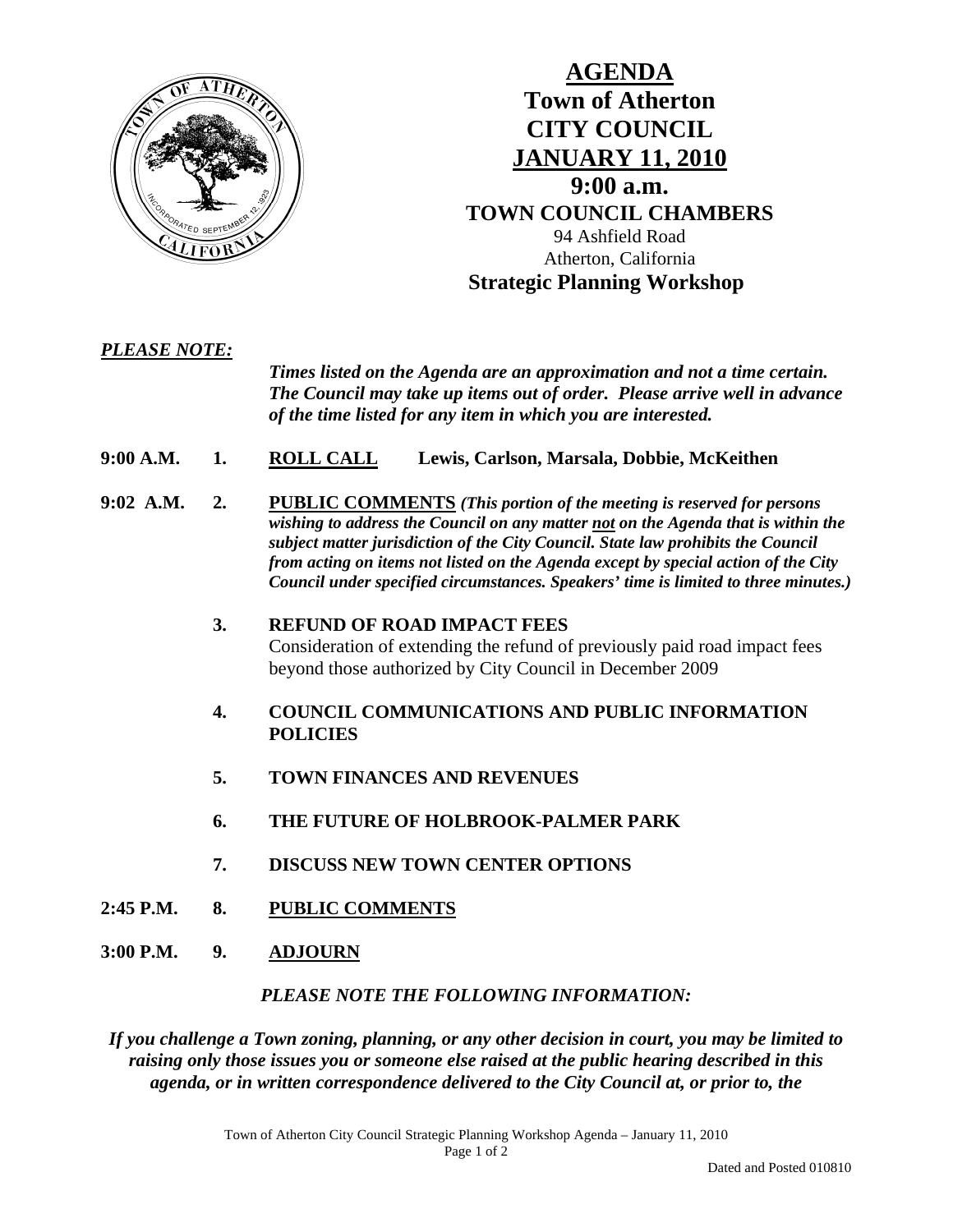# AGENDA
## Town of Atherton
## CITY COUNCIL
## JANUARY 11, 2010
## 9:00 a.m.
### TOWN COUNCIL CHAMBERS

94 Ashfield Road
Atherton, California

**Strategic Planning Workshop**

***PLEASE NOTE:***

***Times listed on the Agenda are an approximation and not a time certain. The Council may take up items out of order. Please arrive well in advance of the time listed for any item in which you are interested.***

**9:00 A.M. 1. ROLL CALL** **Lewis, Carlson, Marsala, Dobbie, McKeithen**

**9:02 A.M. 2. PUBLIC COMMENTS** ***(This portion of the meeting is reserved for persons wishing to address the Council on any matter not on the Agenda that is within the subject matter jurisdiction of the City Council. State law prohibits the Council from acting on items not listed on the Agenda except by special action of the City Council under specified circumstances. Speakers' time is limited to three minutes.)***

**3. REFUND OF ROAD IMPACT FEES**
Consideration of extending the refund of previously paid road impact fees beyond those authorized by City Council in December 2009

**4. COUNCIL COMMUNICATIONS AND PUBLIC INFORMATION POLICIES**

**5. TOWN FINANCES AND REVENUES**

**6. THE FUTURE OF HOLBROOK-PALMER PARK**

**7. DISCUSS NEW TOWN CENTER OPTIONS**

**2:45 P.M. 8. PUBLIC COMMENTS**

**3:00 P.M. 9. ADJOURN**

***PLEASE NOTE THE FOLLOWING INFORMATION:***

***If you challenge a Town zoning, planning, or any other decision in court, you may be limited to raising only those issues you or someone else raised at the public hearing described in this agenda, or in written correspondence delivered to the City Council at, or prior to, the***

Dated and Posted 010810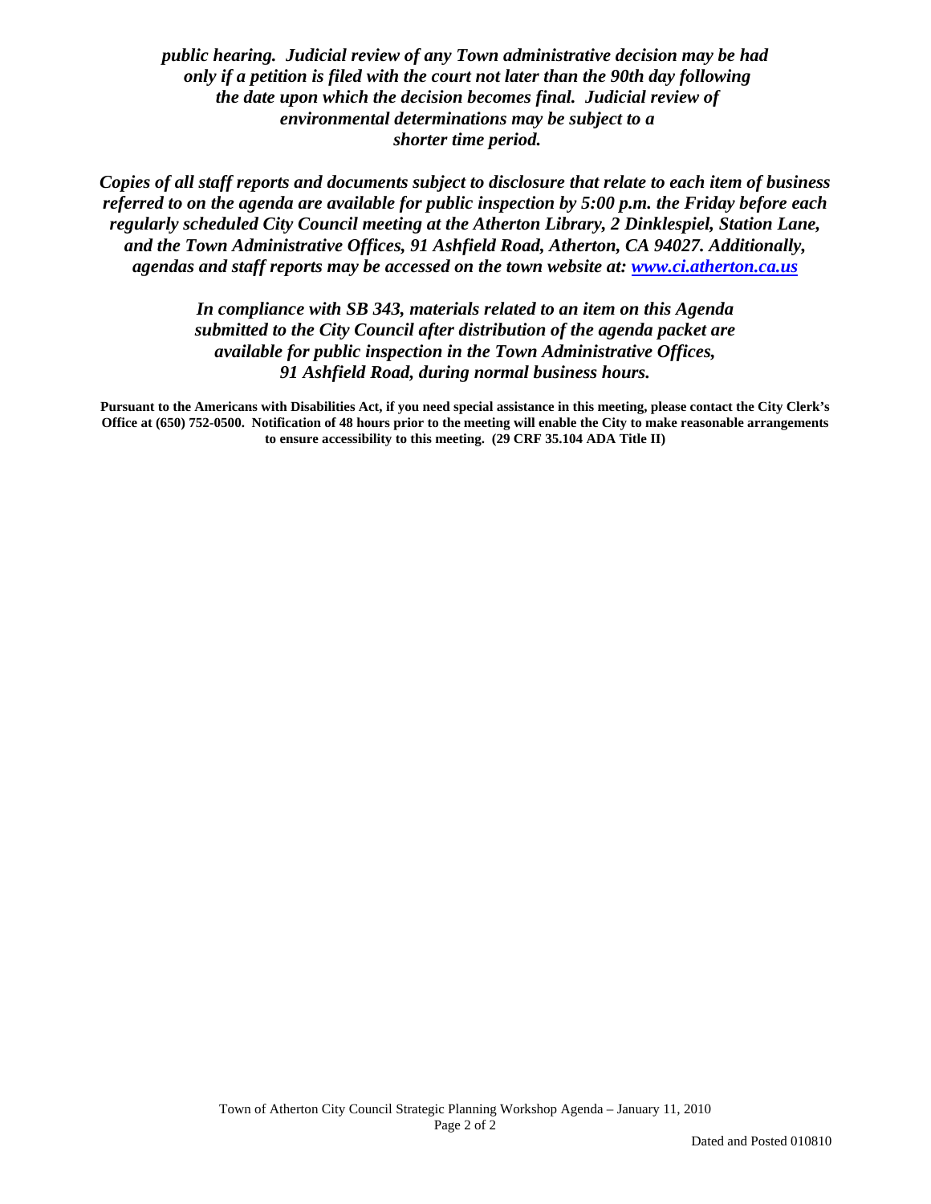***public hearing. Judicial review of any Town administrative decision may be had only if a petition is filed with the court not later than the 90th day following the date upon which the decision becomes final. Judicial review of environmental determinations may be subject to a shorter time period.***

***Copies of all staff reports and documents subject to disclosure that relate to each item of business referred to on the agenda are available for public inspection by 5:00 p.m. the Friday before each regularly scheduled City Council meeting at the Atherton Library, 2 Dinklespiel, Station Lane, and the Town Administrative Offices, 91 Ashfield Road, Atherton, CA 94027. Additionally, agendas and staff reports may be accessed on the town website at: [www.ci.atherton.ca.us](http://www.ci.atherton.ca.us)***

***In compliance with SB 343, materials related to an item on this Agenda submitted to the City Council after distribution of the agenda packet are available for public inspection in the Town Administrative Offices, 91 Ashfield Road, during normal business hours.***

**Pursuant to the Americans with Disabilities Act, if you need special assistance in this meeting, please contact the City Clerk's Office at (650) 752-0500. Notification of 48 hours prior to the meeting will enable the City to make reasonable arrangements to ensure accessibility to this meeting. (29 CRF 35.104 ADA Title II)**

Dated and Posted 010810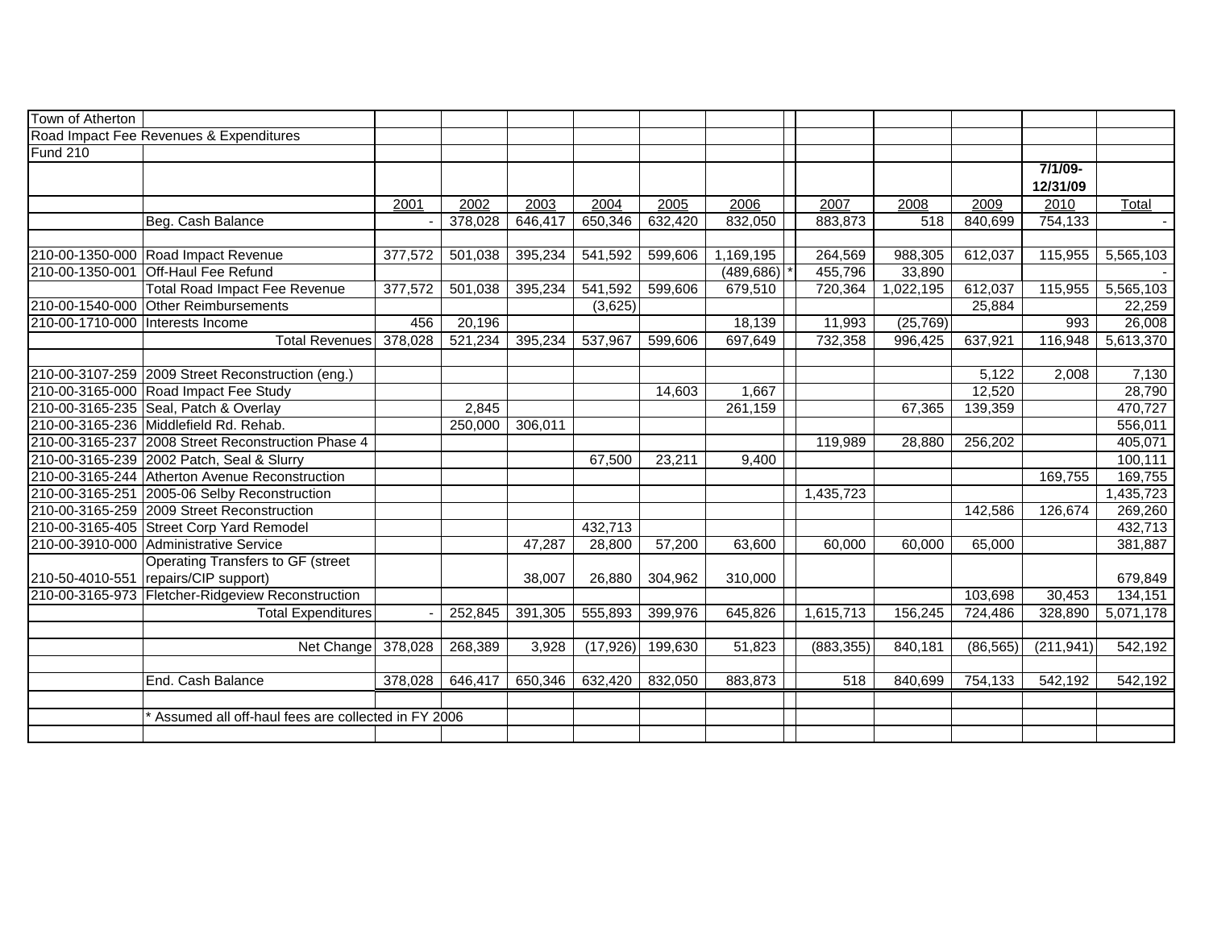Town of Atherton
Road Impact Fee Revenues & Expenditures
Fund 210

| | | 2001 | 2002 | 2003 | 2004 | 2005 | 2006 | | 2007 | 2008 | 2009 | 7/1/09-12/31/09 2010 | Total |
|---|---|---|---|---|---|---|---|---|---|---|---|---|---|
| | Beg. Cash Balance | - | 378,028 | 646,417 | 650,346 | 632,420 | 832,050 | | 883,873 | 518 | 840,699 | 754,133 | - |
| | | | | | | | | | | | | | |
| 210-00-1350-000 | Road Impact Revenue | 377,572 | 501,038 | 395,234 | 541,592 | 599,606 | 1,169,195 | | 264,569 | 988,305 | 612,037 | 115,955 | 5,565,103 |
| 210-00-1350-001 | Off-Haul Fee Refund | | | | | | (489,686) | * | 455,796 | 33,890 | | | - |
| | Total Road Impact Fee Revenue | 377,572 | 501,038 | 395,234 | 541,592 | 599,606 | 679,510 | | 720,364 | 1,022,195 | 612,037 | 115,955 | 5,565,103 |
| 210-00-1540-000 | Other Reimbursements | | | | (3,625) | | | | | | 25,884 | | 22,259 |
| 210-00-1710-000 | Interests Income | 456 | 20,196 | | | | 18,139 | | 11,993 | (25,769) | | 993 | 26,008 |
| | Total Revenues | 378,028 | 521,234 | 395,234 | 537,967 | 599,606 | 697,649 | | 732,358 | 996,425 | 637,921 | 116,948 | 5,613,370 |
| | | | | | | | | | | | | | |
| 210-00-3107-259 | 2009 Street Reconstruction (eng.) | | | | | | | | | | 5,122 | 2,008 | 7,130 |
| 210-00-3165-000 | Road Impact Fee Study | | | | | 14,603 | 1,667 | | | | 12,520 | | 28,790 |
| 210-00-3165-235 | Seal, Patch & Overlay | | 2,845 | | | | 261,159 | | | 67,365 | 139,359 | | 470,727 |
| 210-00-3165-236 | Middlefield Rd. Rehab. | | 250,000 | 306,011 | | | | | | | | | 556,011 |
| 210-00-3165-237 | 2008 Street Reconstruction Phase 4 | | | | | | | | 119,989 | 28,880 | 256,202 | | 405,071 |
| 210-00-3165-239 | 2002 Patch, Seal & Slurry | | | | 67,500 | 23,211 | 9,400 | | | | | | 100,111 |
| 210-00-3165-244 | Atherton Avenue Reconstruction | | | | | | | | | | | 169,755 | 169,755 |
| 210-00-3165-251 | 2005-06 Selby Reconstruction | | | | | | | | 1,435,723 | | | | 1,435,723 |
| 210-00-3165-259 | 2009 Street Reconstruction | | | | | | | | | | 142,586 | 126,674 | 269,260 |
| 210-00-3165-405 | Street Corp Yard Remodel | | | | 432,713 | | | | | | | | 432,713 |
| 210-00-3910-000 | Administrative Service | | | 47,287 | 28,800 | 57,200 | 63,600 | | 60,000 | 60,000 | 65,000 | | 381,887 |
| 210-50-4010-551 | Operating Transfers to GF (street repairs/CIP support) | | | 38,007 | 26,880 | 304,962 | 310,000 | | | | | | 679,849 |
| 210-00-3165-973 | Fletcher-Ridgeview Reconstruction | | | | | | | | | | 103,698 | 30,453 | 134,151 |
| | Total Expenditures | - | 252,845 | 391,305 | 555,893 | 399,976 | 645,826 | | 1,615,713 | 156,245 | 724,486 | 328,890 | 5,071,178 |
| | | | | | | | | | | | | | |
| | Net Change | 378,028 | 268,389 | 3,928 | (17,926) | 199,630 | 51,823 | | (883,355) | 840,181 | (86,565) | (211,941) | 542,192 |
| | | | | | | | | | | | | | |
| | End. Cash Balance | 378,028 | 646,417 | 650,346 | 632,420 | 832,050 | 883,873 | | 518 | 840,699 | 754,133 | 542,192 | 542,192 |

\* Assumed all off-haul fees are collected in FY 2006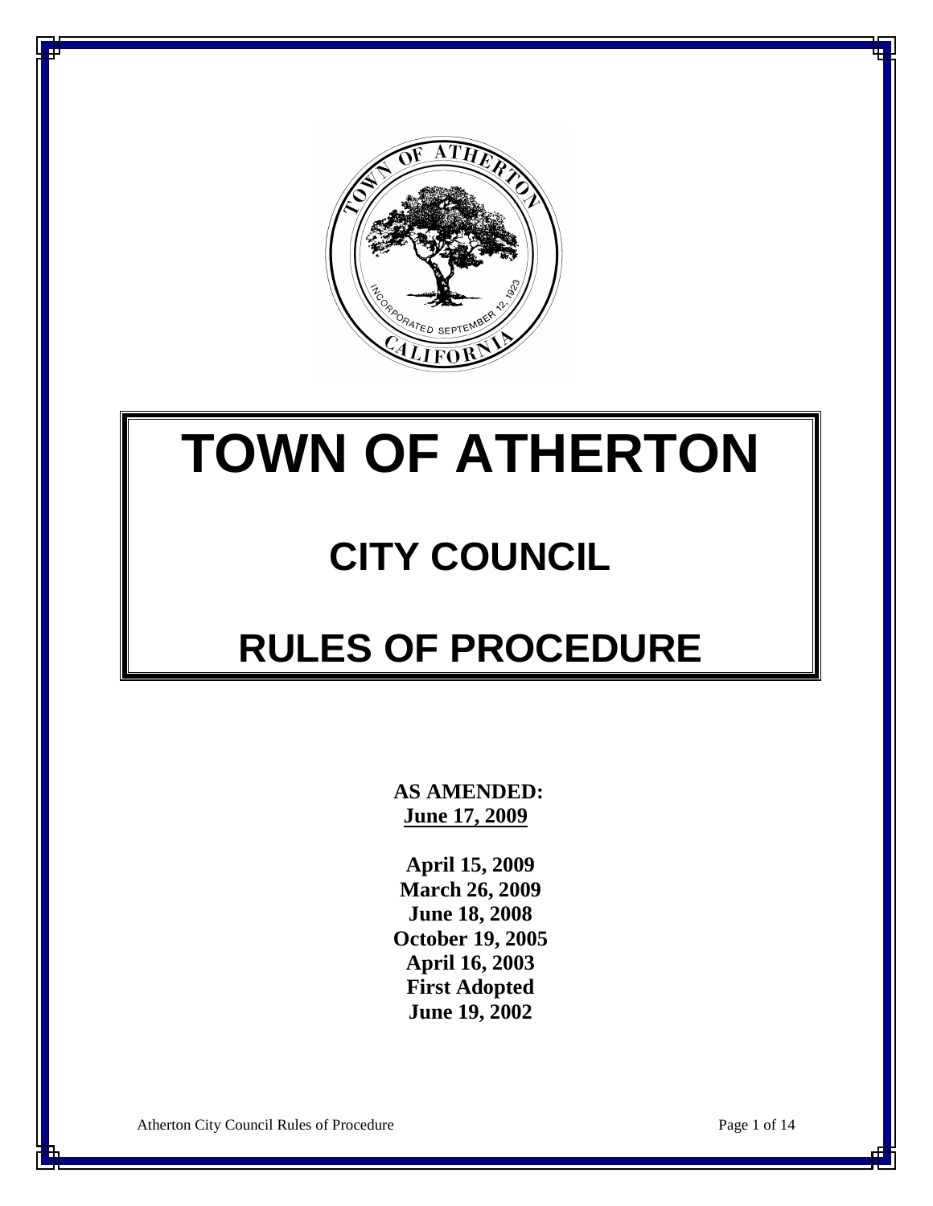# TOWN OF ATHERTON

## CITY COUNCIL

## RULES OF PROCEDURE

**AS AMENDED:**
**June 17, 2009**

**April 15, 2009**
**March 26, 2009**
**June 18, 2008**
**October 19, 2005**
**April 16, 2003**
**First Adopted**
**June 19, 2002**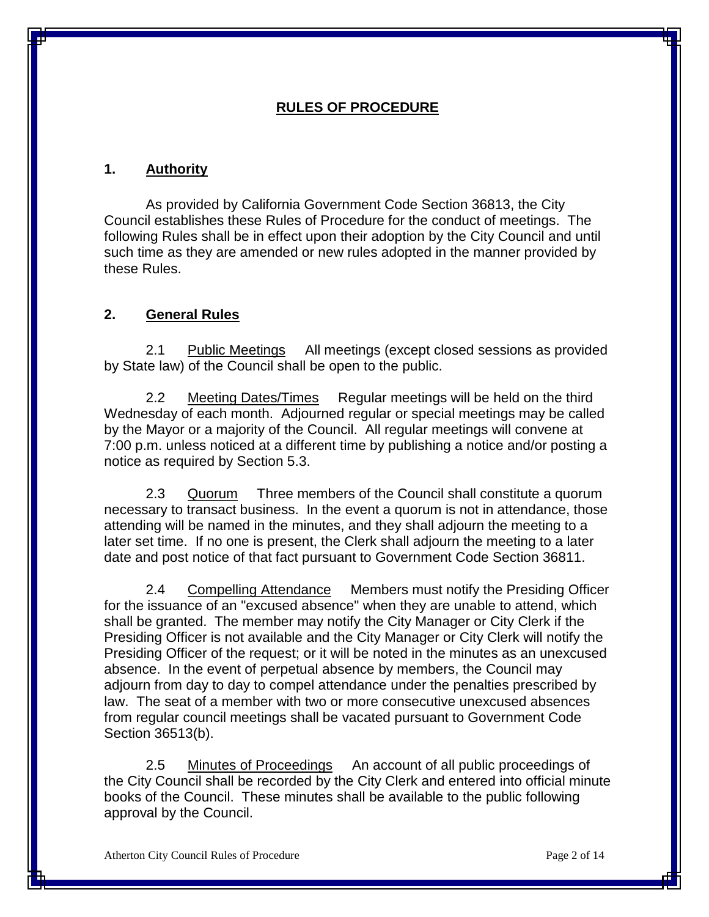## RULES OF PROCEDURE

### 1. Authority

As provided by California Government Code Section 36813, the City Council establishes these Rules of Procedure for the conduct of meetings. The following Rules shall be in effect upon their adoption by the City Council and until such time as they are amended or new rules adopted in the manner provided by these Rules.

### 2. General Rules

2.1 Public Meetings All meetings (except closed sessions as provided by State law) of the Council shall be open to the public.

2.2 Meeting Dates/Times Regular meetings will be held on the third Wednesday of each month. Adjourned regular or special meetings may be called by the Mayor or a majority of the Council. All regular meetings will convene at 7:00 p.m. unless noticed at a different time by publishing a notice and/or posting a notice as required by Section 5.3.

2.3 Quorum Three members of the Council shall constitute a quorum necessary to transact business. In the event a quorum is not in attendance, those attending will be named in the minutes, and they shall adjourn the meeting to a later set time. If no one is present, the Clerk shall adjourn the meeting to a later date and post notice of that fact pursuant to Government Code Section 36811.

2.4 Compelling Attendance Members must notify the Presiding Officer for the issuance of an "excused absence" when they are unable to attend, which shall be granted. The member may notify the City Manager or City Clerk if the Presiding Officer is not available and the City Manager or City Clerk will notify the Presiding Officer of the request; or it will be noted in the minutes as an unexcused absence. In the event of perpetual absence by members, the Council may adjourn from day to day to compel attendance under the penalties prescribed by law. The seat of a member with two or more consecutive unexcused absences from regular council meetings shall be vacated pursuant to Government Code Section 36513(b).

2.5 Minutes of Proceedings An account of all public proceedings of the City Council shall be recorded by the City Clerk and entered into official minute books of the Council. These minutes shall be available to the public following approval by the Council.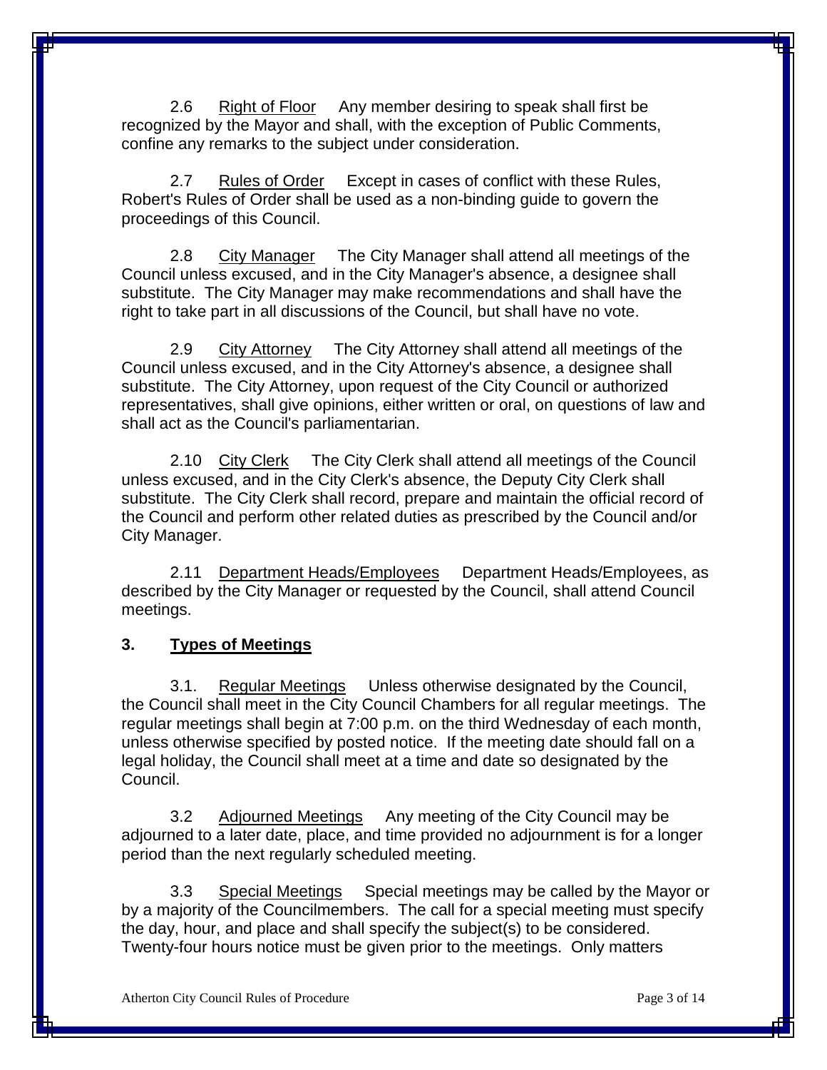2.6 Right of Floor Any member desiring to speak shall first be recognized by the Mayor and shall, with the exception of Public Comments, confine any remarks to the subject under consideration.

2.7 Rules of Order Except in cases of conflict with these Rules, Robert's Rules of Order shall be used as a non-binding guide to govern the proceedings of this Council.

2.8 City Manager The City Manager shall attend all meetings of the Council unless excused, and in the City Manager's absence, a designee shall substitute. The City Manager may make recommendations and shall have the right to take part in all discussions of the Council, but shall have no vote.

2.9 City Attorney The City Attorney shall attend all meetings of the Council unless excused, and in the City Attorney's absence, a designee shall substitute. The City Attorney, upon request of the City Council or authorized representatives, shall give opinions, either written or oral, on questions of law and shall act as the Council's parliamentarian.

2.10 City Clerk The City Clerk shall attend all meetings of the Council unless excused, and in the City Clerk's absence, the Deputy City Clerk shall substitute. The City Clerk shall record, prepare and maintain the official record of the Council and perform other related duties as prescribed by the Council and/or City Manager.

2.11 Department Heads/Employees Department Heads/Employees, as described by the City Manager or requested by the Council, shall attend Council meetings.

## 3. Types of Meetings

3.1. Regular Meetings Unless otherwise designated by the Council, the Council shall meet in the City Council Chambers for all regular meetings. The regular meetings shall begin at 7:00 p.m. on the third Wednesday of each month, unless otherwise specified by posted notice. If the meeting date should fall on a legal holiday, the Council shall meet at a time and date so designated by the Council.

3.2 Adjourned Meetings Any meeting of the City Council may be adjourned to a later date, place, and time provided no adjournment is for a longer period than the next regularly scheduled meeting.

3.3 Special Meetings Special meetings may be called by the Mayor or by a majority of the Councilmembers. The call for a special meeting must specify the day, hour, and place and shall specify the subject(s) to be considered. Twenty-four hours notice must be given prior to the meetings. Only matters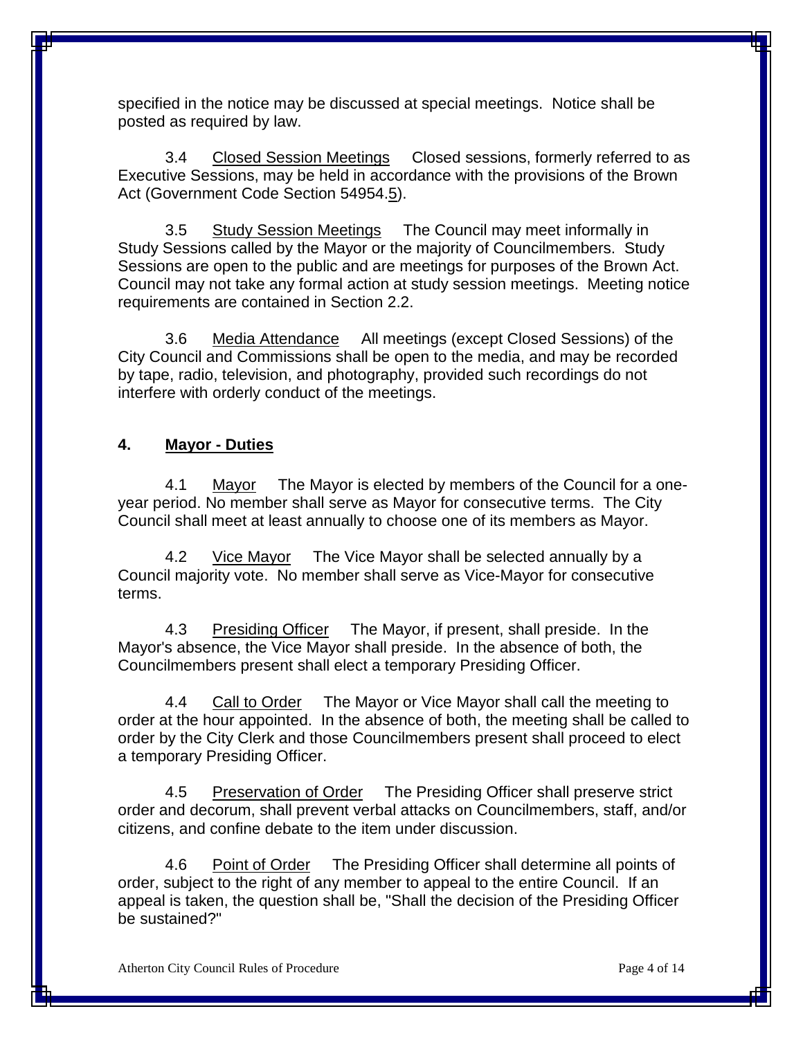specified in the notice may be discussed at special meetings. Notice shall be posted as required by law.

3.4 Closed Session Meetings Closed sessions, formerly referred to as Executive Sessions, may be held in accordance with the provisions of the Brown Act (Government Code Section 54954.5).

3.5 Study Session Meetings The Council may meet informally in Study Sessions called by the Mayor or the majority of Councilmembers. Study Sessions are open to the public and are meetings for purposes of the Brown Act. Council may not take any formal action at study session meetings. Meeting notice requirements are contained in Section 2.2.

3.6 Media Attendance All meetings (except Closed Sessions) of the City Council and Commissions shall be open to the media, and may be recorded by tape, radio, television, and photography, provided such recordings do not interfere with orderly conduct of the meetings.

## 4. Mayor - Duties

4.1 Mayor The Mayor is elected by members of the Council for a one-year period. No member shall serve as Mayor for consecutive terms. The City Council shall meet at least annually to choose one of its members as Mayor.

4.2 Vice Mayor The Vice Mayor shall be selected annually by a Council majority vote. No member shall serve as Vice-Mayor for consecutive terms.

4.3 Presiding Officer The Mayor, if present, shall preside. In the Mayor's absence, the Vice Mayor shall preside. In the absence of both, the Councilmembers present shall elect a temporary Presiding Officer.

4.4 Call to Order The Mayor or Vice Mayor shall call the meeting to order at the hour appointed. In the absence of both, the meeting shall be called to order by the City Clerk and those Councilmembers present shall proceed to elect a temporary Presiding Officer.

4.5 Preservation of Order The Presiding Officer shall preserve strict order and decorum, shall prevent verbal attacks on Councilmembers, staff, and/or citizens, and confine debate to the item under discussion.

4.6 Point of Order The Presiding Officer shall determine all points of order, subject to the right of any member to appeal to the entire Council. If an appeal is taken, the question shall be, "Shall the decision of the Presiding Officer be sustained?"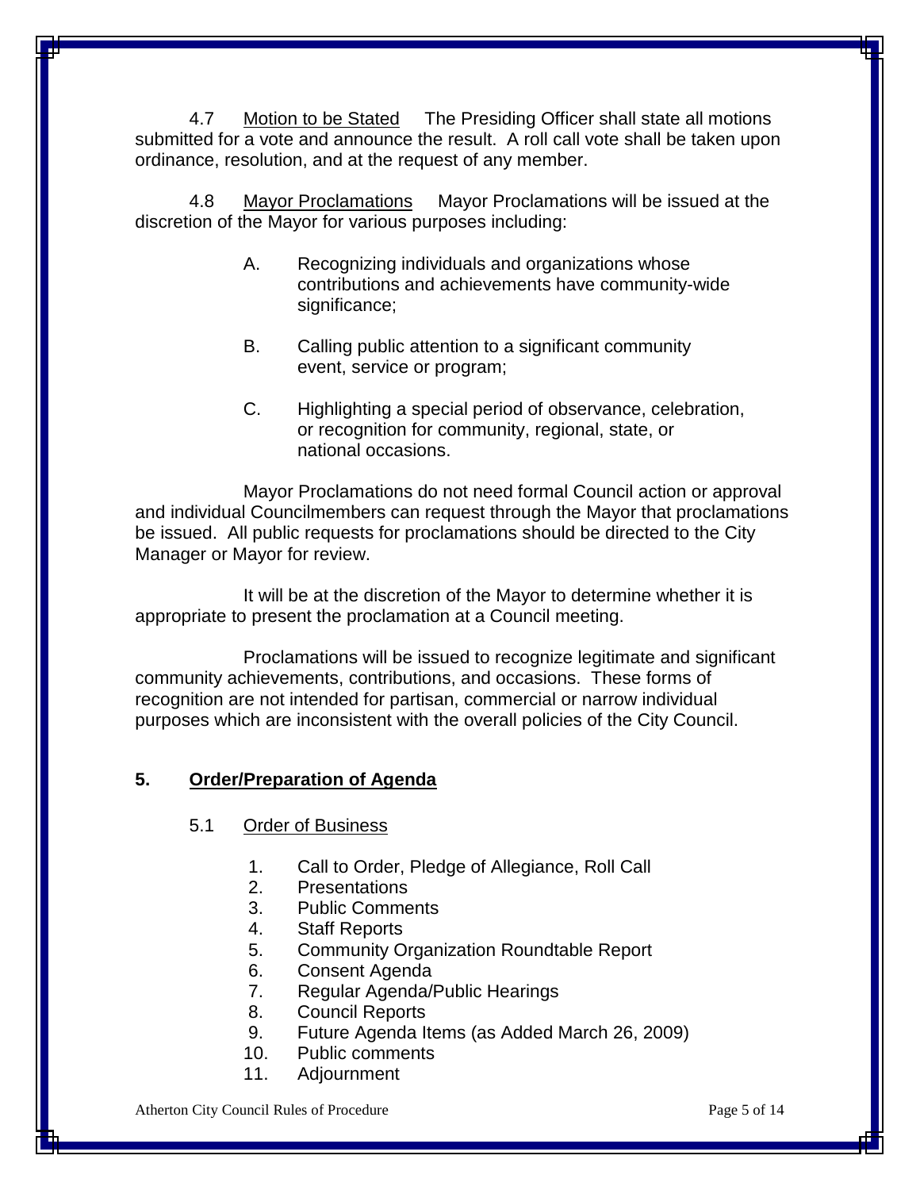4.7 Motion to be Stated The Presiding Officer shall state all motions submitted for a vote and announce the result. A roll call vote shall be taken upon ordinance, resolution, and at the request of any member.

4.8 Mayor Proclamations Mayor Proclamations will be issued at the discretion of the Mayor for various purposes including:

A. Recognizing individuals and organizations whose contributions and achievements have community-wide significance;

B. Calling public attention to a significant community event, service or program;

C. Highlighting a special period of observance, celebration, or recognition for community, regional, state, or national occasions.

Mayor Proclamations do not need formal Council action or approval and individual Councilmembers can request through the Mayor that proclamations be issued. All public requests for proclamations should be directed to the City Manager or Mayor for review.

It will be at the discretion of the Mayor to determine whether it is appropriate to present the proclamation at a Council meeting.

Proclamations will be issued to recognize legitimate and significant community achievements, contributions, and occasions. These forms of recognition are not intended for partisan, commercial or narrow individual purposes which are inconsistent with the overall policies of the City Council.

## 5. Order/Preparation of Agenda

5.1 Order of Business

1. Call to Order, Pledge of Allegiance, Roll Call
2. Presentations
3. Public Comments
4. Staff Reports
5. Community Organization Roundtable Report
6. Consent Agenda
7. Regular Agenda/Public Hearings
8. Council Reports
9. Future Agenda Items (as Added March 26, 2009)
10. Public comments
11. Adjournment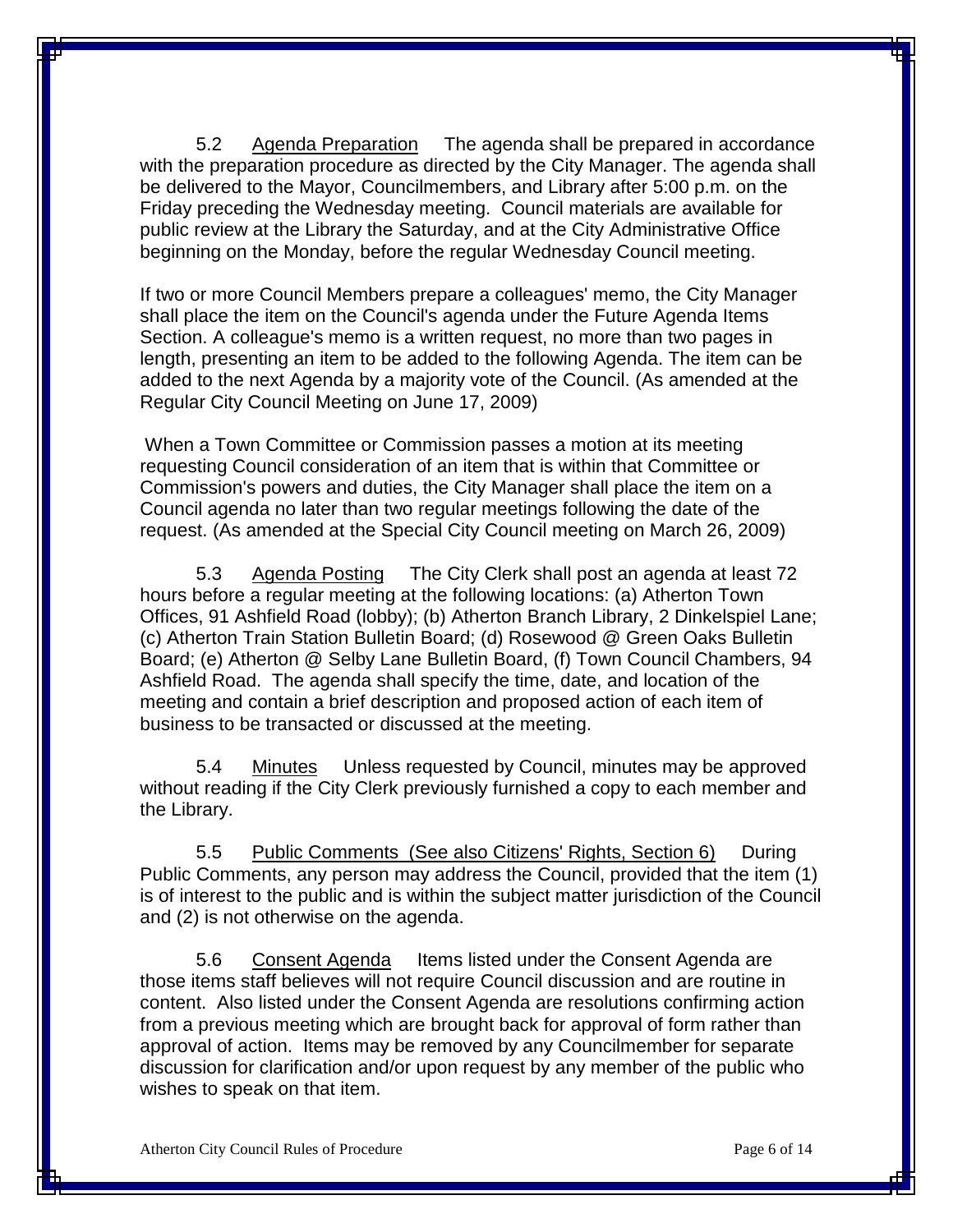5.2 Agenda Preparation The agenda shall be prepared in accordance with the preparation procedure as directed by the City Manager. The agenda shall be delivered to the Mayor, Councilmembers, and Library after 5:00 p.m. on the Friday preceding the Wednesday meeting. Council materials are available for public review at the Library the Saturday, and at the City Administrative Office beginning on the Monday, before the regular Wednesday Council meeting.

If two or more Council Members prepare a colleagues' memo, the City Manager shall place the item on the Council's agenda under the Future Agenda Items Section. A colleague's memo is a written request, no more than two pages in length, presenting an item to be added to the following Agenda. The item can be added to the next Agenda by a majority vote of the Council. (As amended at the Regular City Council Meeting on June 17, 2009)

When a Town Committee or Commission passes a motion at its meeting requesting Council consideration of an item that is within that Committee or Commission's powers and duties, the City Manager shall place the item on a Council agenda no later than two regular meetings following the date of the request. (As amended at the Special City Council meeting on March 26, 2009)

5.3 Agenda Posting The City Clerk shall post an agenda at least 72 hours before a regular meeting at the following locations: (a) Atherton Town Offices, 91 Ashfield Road (lobby); (b) Atherton Branch Library, 2 Dinkelspiel Lane; (c) Atherton Train Station Bulletin Board; (d) Rosewood @ Green Oaks Bulletin Board; (e) Atherton @ Selby Lane Bulletin Board, (f) Town Council Chambers, 94 Ashfield Road. The agenda shall specify the time, date, and location of the meeting and contain a brief description and proposed action of each item of business to be transacted or discussed at the meeting.

5.4 Minutes Unless requested by Council, minutes may be approved without reading if the City Clerk previously furnished a copy to each member and the Library.

5.5 Public Comments (See also Citizens' Rights, Section 6) During Public Comments, any person may address the Council, provided that the item (1) is of interest to the public and is within the subject matter jurisdiction of the Council and (2) is not otherwise on the agenda.

5.6 Consent Agenda Items listed under the Consent Agenda are those items staff believes will not require Council discussion and are routine in content. Also listed under the Consent Agenda are resolutions confirming action from a previous meeting which are brought back for approval of form rather than approval of action. Items may be removed by any Councilmember for separate discussion for clarification and/or upon request by any member of the public who wishes to speak on that item.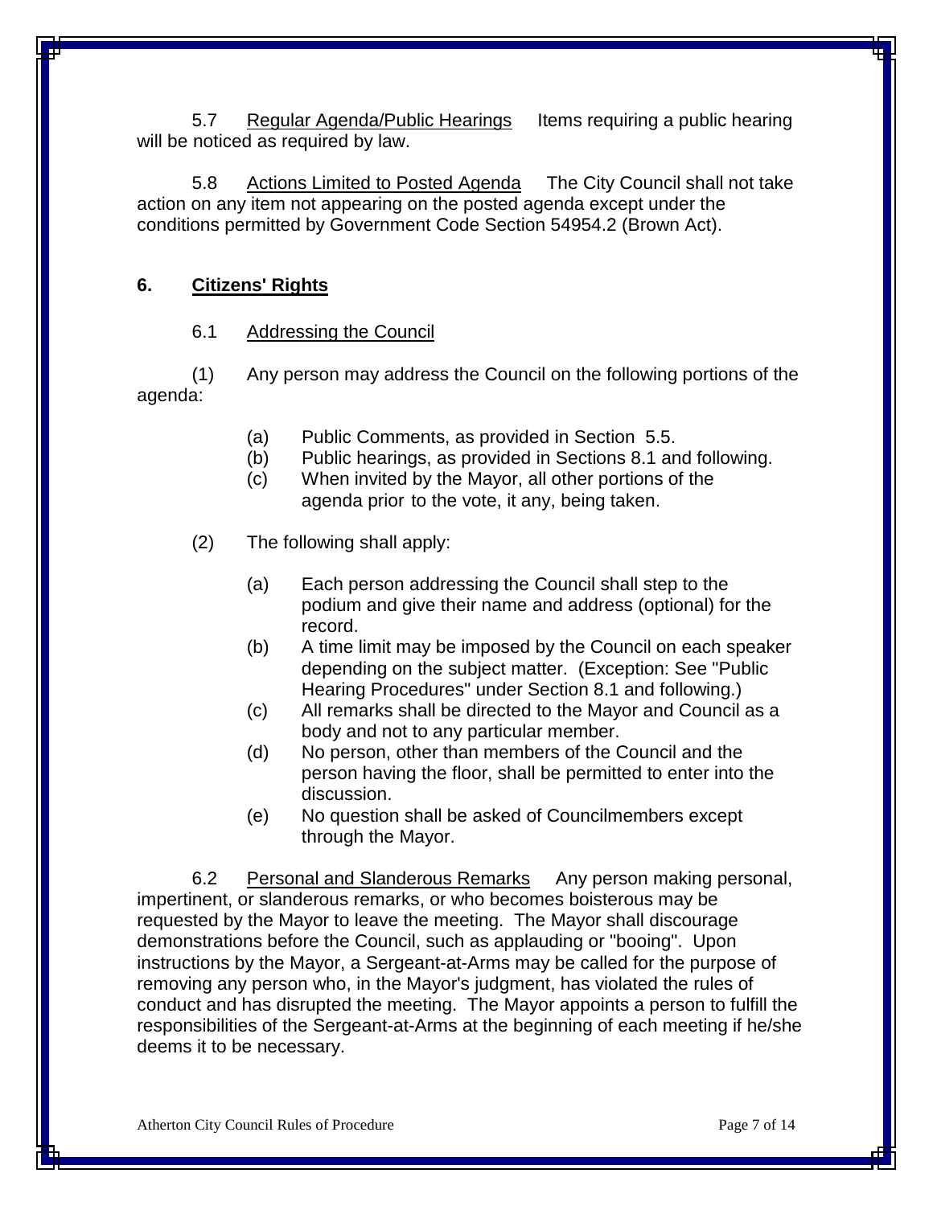5.7 Regular Agenda/Public Hearings Items requiring a public hearing will be noticed as required by law.

5.8 Actions Limited to Posted Agenda The City Council shall not take action on any item not appearing on the posted agenda except under the conditions permitted by Government Code Section 54954.2 (Brown Act).

## 6. Citizens' Rights

6.1 Addressing the Council

(1) Any person may address the Council on the following portions of the agenda:

- (a) Public Comments, as provided in Section 5.5.
- (b) Public hearings, as provided in Sections 8.1 and following.
- (c) When invited by the Mayor, all other portions of the agenda prior to the vote, it any, being taken.

(2) The following shall apply:

- (a) Each person addressing the Council shall step to the podium and give their name and address (optional) for the record.
- (b) A time limit may be imposed by the Council on each speaker depending on the subject matter. (Exception: See "Public Hearing Procedures" under Section 8.1 and following.)
- (c) All remarks shall be directed to the Mayor and Council as a body and not to any particular member.
- (d) No person, other than members of the Council and the person having the floor, shall be permitted to enter into the discussion.
- (e) No question shall be asked of Councilmembers except through the Mayor.

6.2 Personal and Slanderous Remarks Any person making personal, impertinent, or slanderous remarks, or who becomes boisterous may be requested by the Mayor to leave the meeting. The Mayor shall discourage demonstrations before the Council, such as applauding or "booing". Upon instructions by the Mayor, a Sergeant-at-Arms may be called for the purpose of removing any person who, in the Mayor's judgment, has violated the rules of conduct and has disrupted the meeting. The Mayor appoints a person to fulfill the responsibilities of the Sergeant-at-Arms at the beginning of each meeting if he/she deems it to be necessary.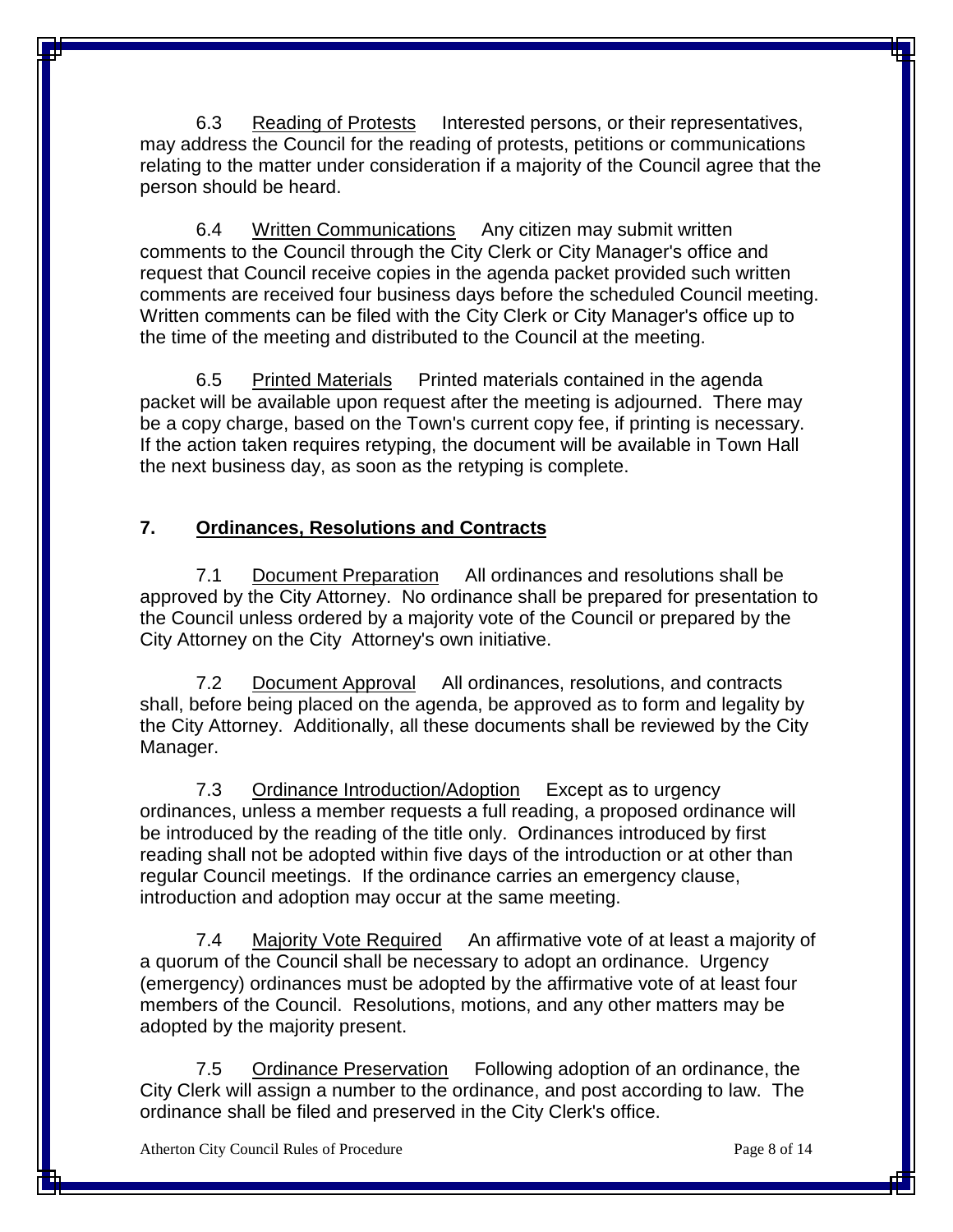6.3 Reading of Protests Interested persons, or their representatives, may address the Council for the reading of protests, petitions or communications relating to the matter under consideration if a majority of the Council agree that the person should be heard.

6.4 Written Communications Any citizen may submit written comments to the Council through the City Clerk or City Manager's office and request that Council receive copies in the agenda packet provided such written comments are received four business days before the scheduled Council meeting. Written comments can be filed with the City Clerk or City Manager's office up to the time of the meeting and distributed to the Council at the meeting.

6.5 Printed Materials Printed materials contained in the agenda packet will be available upon request after the meeting is adjourned. There may be a copy charge, based on the Town's current copy fee, if printing is necessary. If the action taken requires retyping, the document will be available in Town Hall the next business day, as soon as the retyping is complete.

## 7. Ordinances, Resolutions and Contracts

7.1 Document Preparation All ordinances and resolutions shall be approved by the City Attorney. No ordinance shall be prepared for presentation to the Council unless ordered by a majority vote of the Council or prepared by the City Attorney on the City Attorney's own initiative.

7.2 Document Approval All ordinances, resolutions, and contracts shall, before being placed on the agenda, be approved as to form and legality by the City Attorney. Additionally, all these documents shall be reviewed by the City Manager.

7.3 Ordinance Introduction/Adoption Except as to urgency ordinances, unless a member requests a full reading, a proposed ordinance will be introduced by the reading of the title only. Ordinances introduced by first reading shall not be adopted within five days of the introduction or at other than regular Council meetings. If the ordinance carries an emergency clause, introduction and adoption may occur at the same meeting.

7.4 Majority Vote Required An affirmative vote of at least a majority of a quorum of the Council shall be necessary to adopt an ordinance. Urgency (emergency) ordinances must be adopted by the affirmative vote of at least four members of the Council. Resolutions, motions, and any other matters may be adopted by the majority present.

7.5 Ordinance Preservation Following adoption of an ordinance, the City Clerk will assign a number to the ordinance, and post according to law. The ordinance shall be filed and preserved in the City Clerk's office.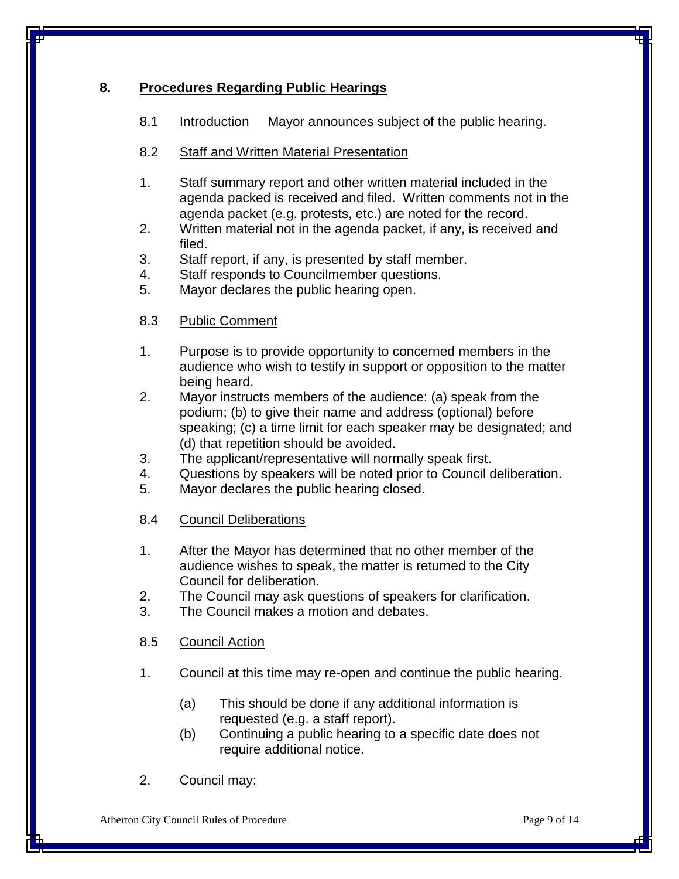## 8. Procedures Regarding Public Hearings

8.1 Introduction Mayor announces subject of the public hearing.

8.2 Staff and Written Material Presentation

1. Staff summary report and other written material included in the agenda packed is received and filed. Written comments not in the agenda packet (e.g. protests, etc.) are noted for the record.
2. Written material not in the agenda packet, if any, is received and filed.
3. Staff report, if any, is presented by staff member.
4. Staff responds to Councilmember questions.
5. Mayor declares the public hearing open.

8.3 Public Comment

1. Purpose is to provide opportunity to concerned members in the audience who wish to testify in support or opposition to the matter being heard.
2. Mayor instructs members of the audience: (a) speak from the podium; (b) to give their name and address (optional) before speaking; (c) a time limit for each speaker may be designated; and (d) that repetition should be avoided.
3. The applicant/representative will normally speak first.
4. Questions by speakers will be noted prior to Council deliberation.
5. Mayor declares the public hearing closed.

8.4 Council Deliberations

1. After the Mayor has determined that no other member of the audience wishes to speak, the matter is returned to the City Council for deliberation.
2. The Council may ask questions of speakers for clarification.
3. The Council makes a motion and debates.

8.5 Council Action

1. Council at this time may re-open and continue the public hearing.
   - (a) This should be done if any additional information is requested (e.g. a staff report).
   - (b) Continuing a public hearing to a specific date does not require additional notice.
2. Council may: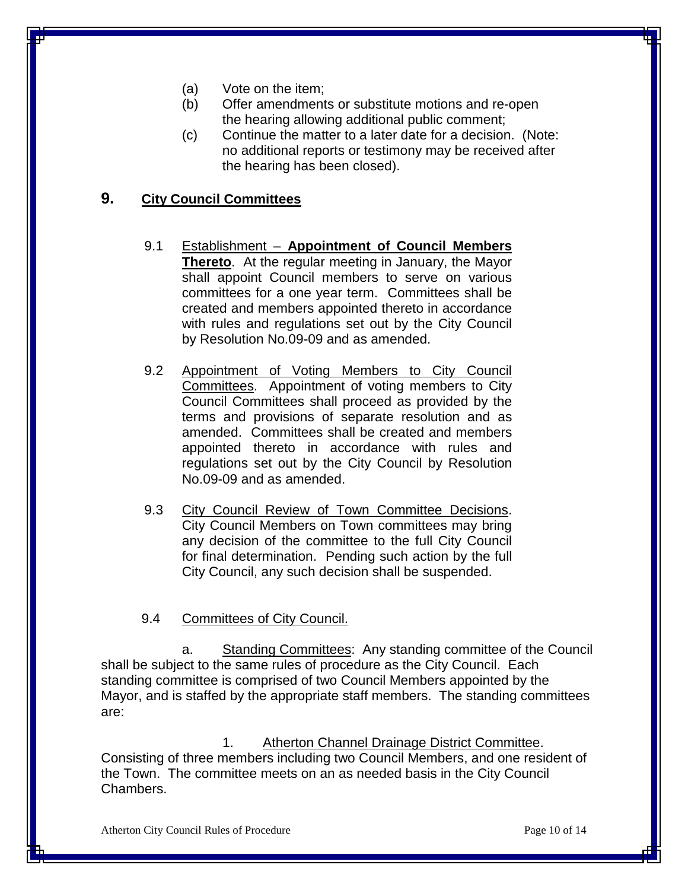(a) Vote on the item;
(b) Offer amendments or substitute motions and re-open the hearing allowing additional public comment;
(c) Continue the matter to a later date for a decision. (Note: no additional reports or testimony may be received after the hearing has been closed).

## 9. City Council Committees

9.1 Establishment – **Appointment of Council Members Thereto**. At the regular meeting in January, the Mayor shall appoint Council members to serve on various committees for a one year term. Committees shall be created and members appointed thereto in accordance with rules and regulations set out by the City Council by Resolution No.09-09 and as amended.

9.2 Appointment of Voting Members to City Council Committees. Appointment of voting members to City Council Committees shall proceed as provided by the terms and provisions of separate resolution and as amended. Committees shall be created and members appointed thereto in accordance with rules and regulations set out by the City Council by Resolution No.09-09 and as amended.

9.3 City Council Review of Town Committee Decisions. City Council Members on Town committees may bring any decision of the committee to the full City Council for final determination. Pending such action by the full City Council, any such decision shall be suspended.

9.4 Committees of City Council.

a. Standing Committees: Any standing committee of the Council shall be subject to the same rules of procedure as the City Council. Each standing committee is comprised of two Council Members appointed by the Mayor, and is staffed by the appropriate staff members. The standing committees are:

1. Atherton Channel Drainage District Committee. Consisting of three members including two Council Members, and one resident of the Town. The committee meets on an as needed basis in the City Council Chambers.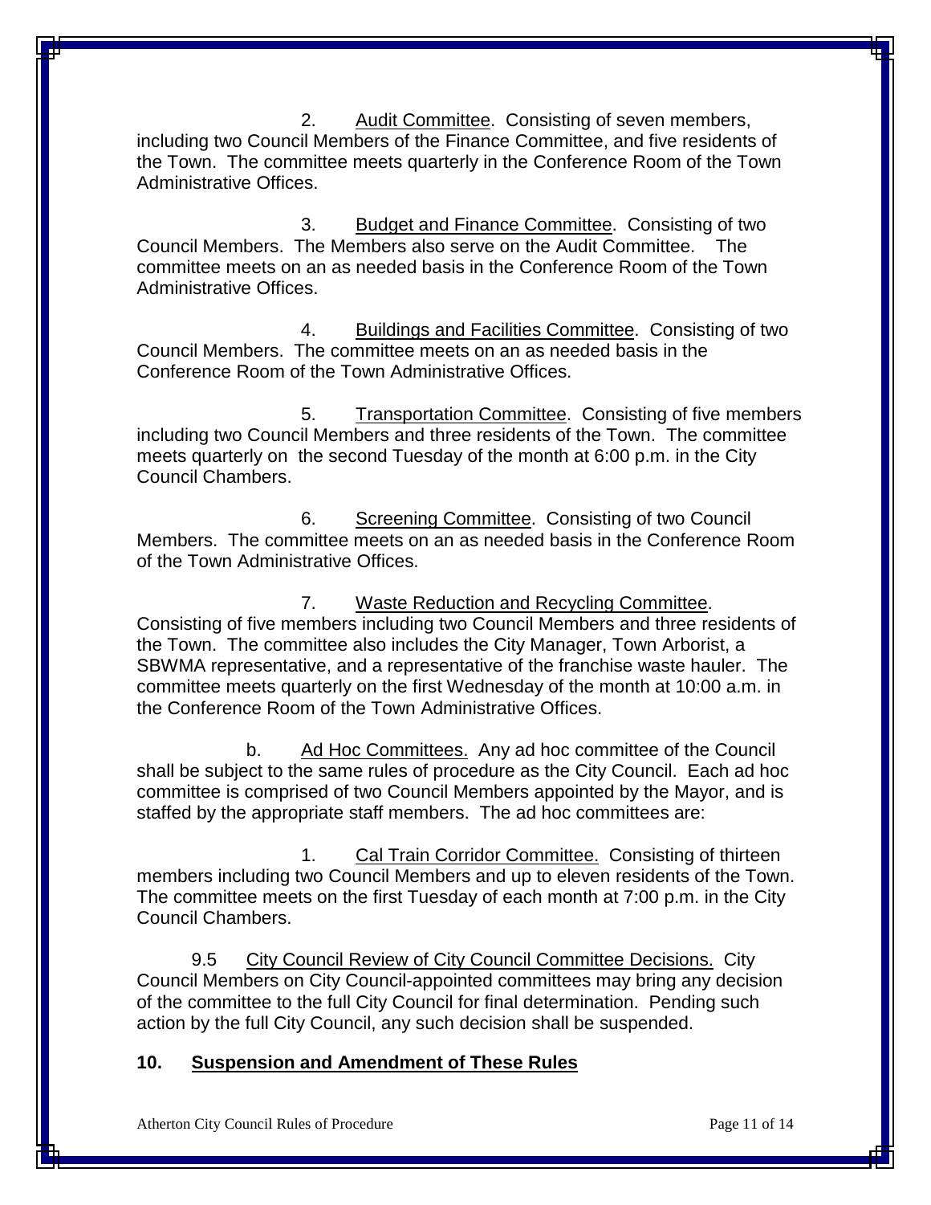2. Audit Committee. Consisting of seven members, including two Council Members of the Finance Committee, and five residents of the Town. The committee meets quarterly in the Conference Room of the Town Administrative Offices.

3. Budget and Finance Committee. Consisting of two Council Members. The Members also serve on the Audit Committee. The committee meets on an as needed basis in the Conference Room of the Town Administrative Offices.

4. Buildings and Facilities Committee. Consisting of two Council Members. The committee meets on an as needed basis in the Conference Room of the Town Administrative Offices.

5. Transportation Committee. Consisting of five members including two Council Members and three residents of the Town. The committee meets quarterly on the second Tuesday of the month at 6:00 p.m. in the City Council Chambers.

6. Screening Committee. Consisting of two Council Members. The committee meets on an as needed basis in the Conference Room of the Town Administrative Offices.

7. Waste Reduction and Recycling Committee. Consisting of five members including two Council Members and three residents of the Town. The committee also includes the City Manager, Town Arborist, a SBWMA representative, and a representative of the franchise waste hauler. The committee meets quarterly on the first Wednesday of the month at 10:00 a.m. in the Conference Room of the Town Administrative Offices.

b. Ad Hoc Committees. Any ad hoc committee of the Council shall be subject to the same rules of procedure as the City Council. Each ad hoc committee is comprised of two Council Members appointed by the Mayor, and is staffed by the appropriate staff members. The ad hoc committees are:

1. Cal Train Corridor Committee. Consisting of thirteen members including two Council Members and up to eleven residents of the Town. The committee meets on the first Tuesday of each month at 7:00 p.m. in the City Council Chambers.

9.5 City Council Review of City Council Committee Decisions. City Council Members on City Council-appointed committees may bring any decision of the committee to the full City Council for final determination. Pending such action by the full City Council, any such decision shall be suspended.

## 10. Suspension and Amendment of These Rules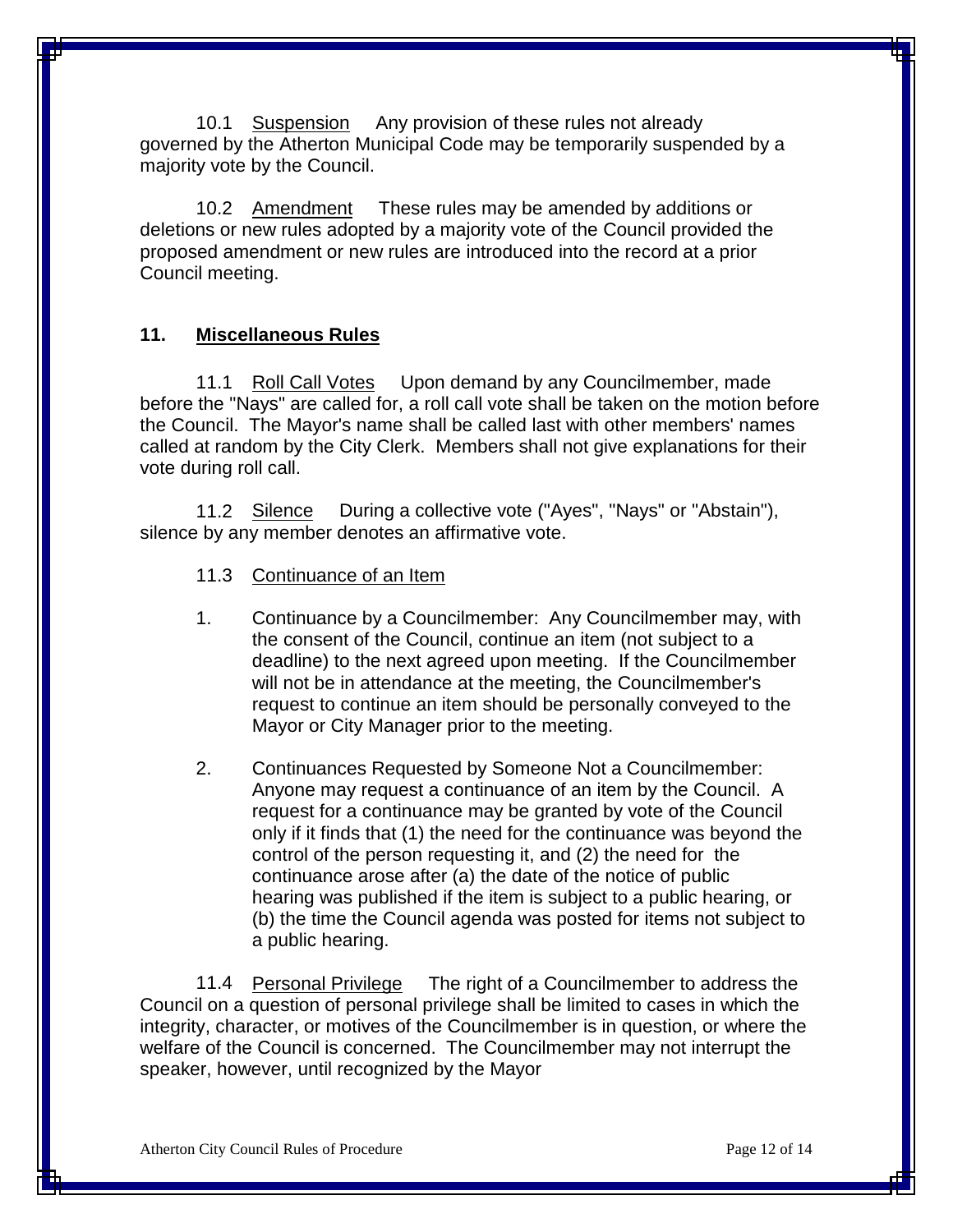10.1 Suspension Any provision of these rules not already governed by the Atherton Municipal Code may be temporarily suspended by a majority vote by the Council.

10.2 Amendment These rules may be amended by additions or deletions or new rules adopted by a majority vote of the Council provided the proposed amendment or new rules are introduced into the record at a prior Council meeting.

## 11. Miscellaneous Rules

11.1 Roll Call Votes Upon demand by any Councilmember, made before the "Nays" are called for, a roll call vote shall be taken on the motion before the Council. The Mayor's name shall be called last with other members' names called at random by the City Clerk. Members shall not give explanations for their vote during roll call.

11.2 Silence During a collective vote ("Ayes", "Nays" or "Abstain"), silence by any member denotes an affirmative vote.

11.3 Continuance of an Item

1. Continuance by a Councilmember: Any Councilmember may, with the consent of the Council, continue an item (not subject to a deadline) to the next agreed upon meeting. If the Councilmember will not be in attendance at the meeting, the Councilmember's request to continue an item should be personally conveyed to the Mayor or City Manager prior to the meeting.

2. Continuances Requested by Someone Not a Councilmember: Anyone may request a continuance of an item by the Council. A request for a continuance may be granted by vote of the Council only if it finds that (1) the need for the continuance was beyond the control of the person requesting it, and (2) the need for the continuance arose after (a) the date of the notice of public hearing was published if the item is subject to a public hearing, or (b) the time the Council agenda was posted for items not subject to a public hearing.

11.4 Personal Privilege The right of a Councilmember to address the Council on a question of personal privilege shall be limited to cases in which the integrity, character, or motives of the Councilmember is in question, or where the welfare of the Council is concerned. The Councilmember may not interrupt the speaker, however, until recognized by the Mayor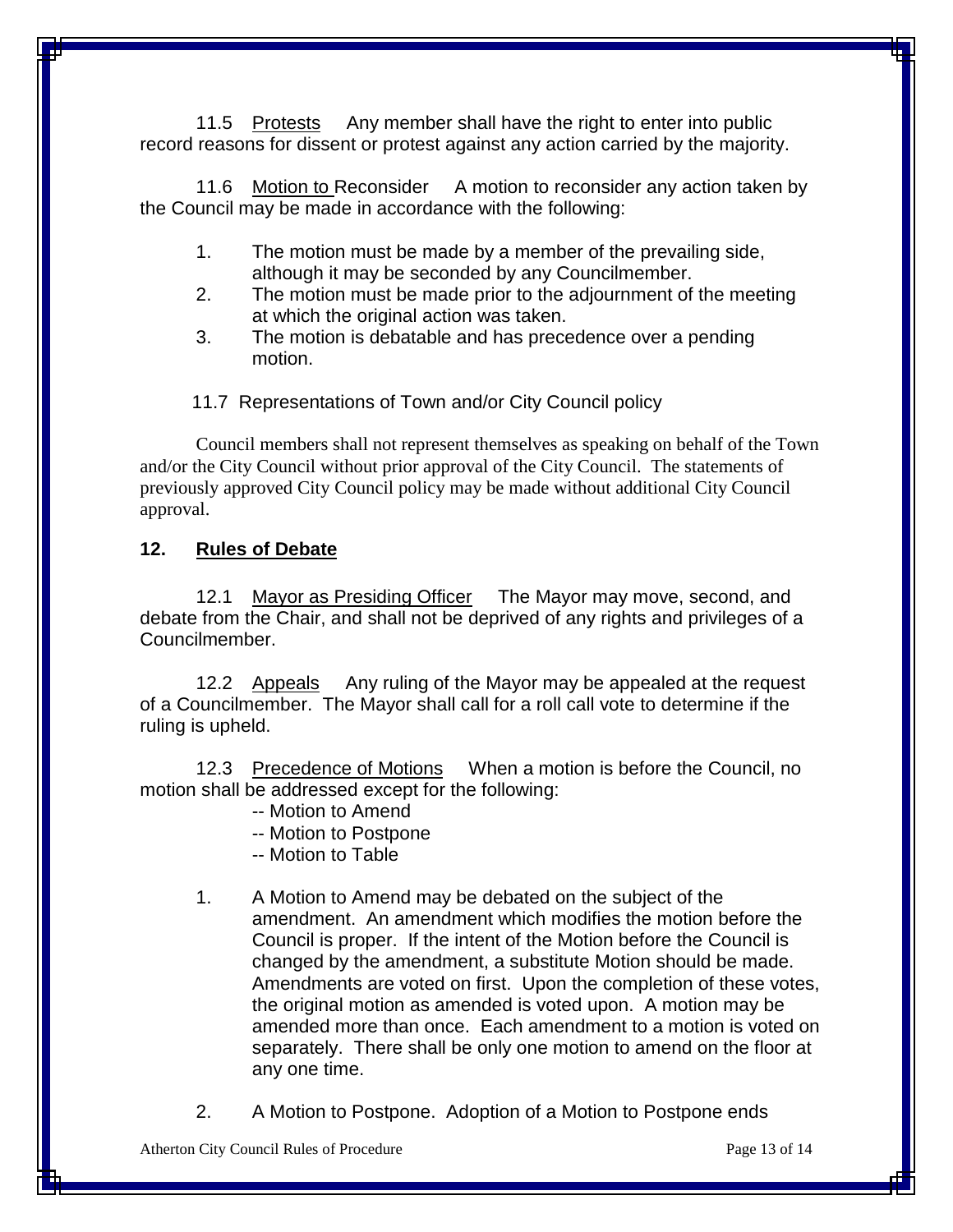11.5 Protests Any member shall have the right to enter into public record reasons for dissent or protest against any action carried by the majority.

11.6 Motion to Reconsider A motion to reconsider any action taken by the Council may be made in accordance with the following:

1. The motion must be made by a member of the prevailing side, although it may be seconded by any Councilmember.
2. The motion must be made prior to the adjournment of the meeting at which the original action was taken.
3. The motion is debatable and has precedence over a pending motion.

11.7 Representations of Town and/or City Council policy

Council members shall not represent themselves as speaking on behalf of the Town and/or the City Council without prior approval of the City Council. The statements of previously approved City Council policy may be made without additional City Council approval.

## 12. Rules of Debate

12.1 Mayor as Presiding Officer The Mayor may move, second, and debate from the Chair, and shall not be deprived of any rights and privileges of a Councilmember.

12.2 Appeals Any ruling of the Mayor may be appealed at the request of a Councilmember. The Mayor shall call for a roll call vote to determine if the ruling is upheld.

12.3 Precedence of Motions When a motion is before the Council, no motion shall be addressed except for the following:

-- Motion to Amend
-- Motion to Postpone
-- Motion to Table

1. A Motion to Amend may be debated on the subject of the amendment. An amendment which modifies the motion before the Council is proper. If the intent of the Motion before the Council is changed by the amendment, a substitute Motion should be made. Amendments are voted on first. Upon the completion of these votes, the original motion as amended is voted upon. A motion may be amended more than once. Each amendment to a motion is voted on separately. There shall be only one motion to amend on the floor at any one time.

2. A Motion to Postpone. Adoption of a Motion to Postpone ends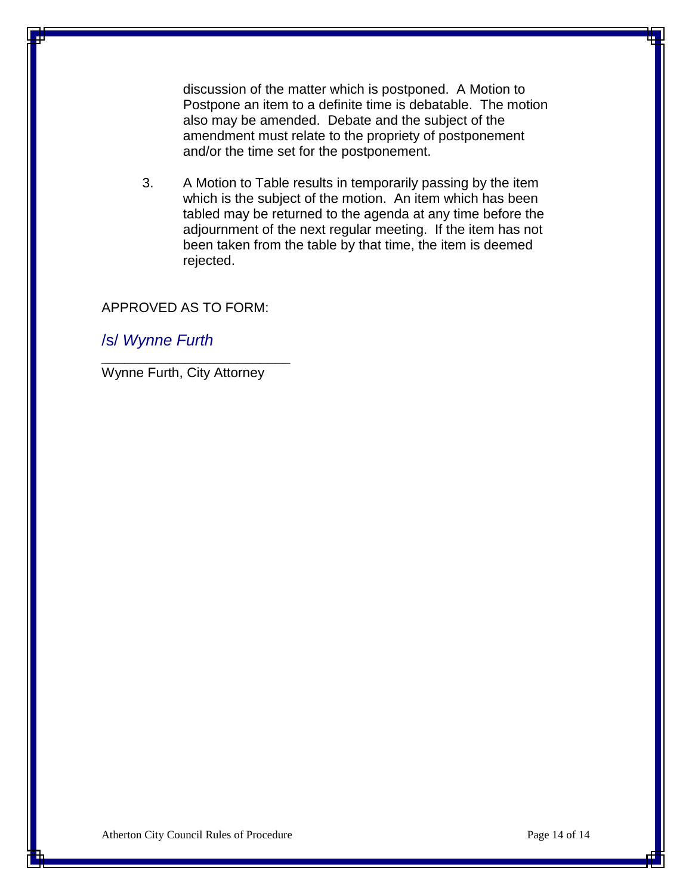discussion of the matter which is postponed. A Motion to Postpone an item to a definite time is debatable. The motion also may be amended. Debate and the subject of the amendment must relate to the propriety of postponement and/or the time set for the postponement.

3. A Motion to Table results in temporarily passing by the item which is the subject of the motion. An item which has been tabled may be returned to the agenda at any time before the adjournment of the next regular meeting. If the item has not been taken from the table by that time, the item is deemed rejected.

APPROVED AS TO FORM:

*/s/ Wynne Furth*

\_\_\_\_\_\_\_\_\_\_\_\_\_\_\_\_\_\_\_\_\_\_\_\_\_

Wynne Furth, City Attorney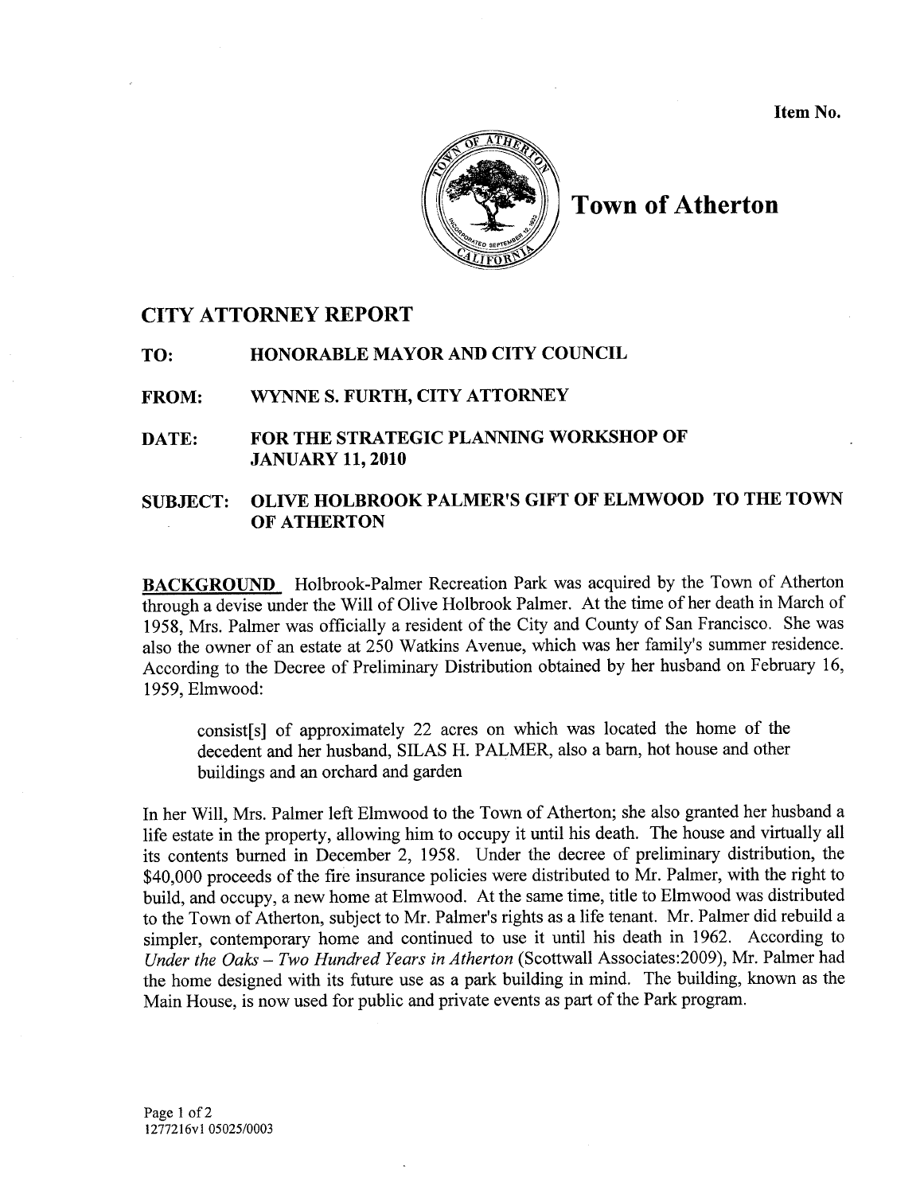Item No.

# Town of Atherton

## CITY ATTORNEY REPORT

**TO:** HONORABLE MAYOR AND CITY COUNCIL

**FROM:** WYNNE S. FURTH, CITY ATTORNEY

**DATE:** FOR THE STRATEGIC PLANNING WORKSHOP OF JANUARY 11, 2010

**SUBJECT:** OLIVE HOLBROOK PALMER'S GIFT OF ELMWOOD TO THE TOWN OF ATHERTON

**BACKGROUND** Holbrook-Palmer Recreation Park was acquired by the Town of Atherton through a devise under the Will of Olive Holbrook Palmer. At the time of her death in March of 1958, Mrs. Palmer was officially a resident of the City and County of San Francisco. She was also the owner of an estate at 250 Watkins Avenue, which was her family's summer residence. According to the Decree of Preliminary Distribution obtained by her husband on February 16, 1959, Elmwood:

> consist[s] of approximately 22 acres on which was located the home of the decedent and her husband, SILAS H. PALMER, also a barn, hot house and other buildings and an orchard and garden

In her Will, Mrs. Palmer left Elmwood to the Town of Atherton; she also granted her husband a life estate in the property, allowing him to occupy it until his death. The house and virtually all its contents burned in December 2, 1958. Under the decree of preliminary distribution, the $40,000 proceeds of the fire insurance policies were distributed to Mr. Palmer, with the right to build, and occupy, a new home at Elmwood. At the same time, title to Elmwood was distributed to the Town of Atherton, subject to Mr. Palmer's rights as a life tenant. Mr. Palmer did rebuild a simpler, contemporary home and continued to use it until his death in 1962. According to *Under the Oaks – Two Hundred Years in Atherton* (Scottwall Associates:2009), Mr. Palmer had the home designed with its future use as a park building in mind. The building, known as the Main House, is now used for public and private events as part of the Park program.

1277216v1 05025/0003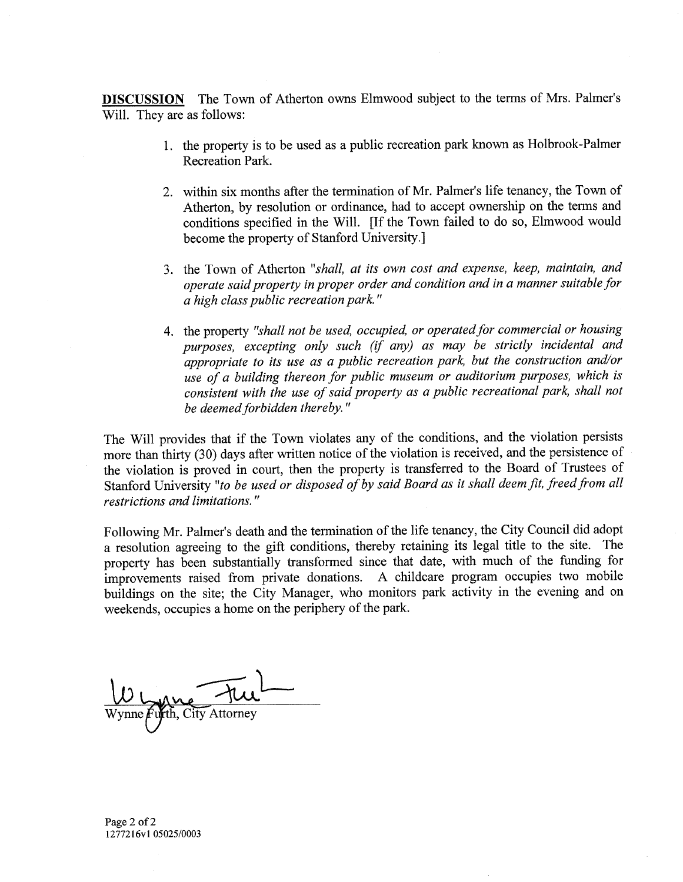**DISCUSSION** The Town of Atherton owns Elmwood subject to the terms of Mrs. Palmer's Will. They are as follows:

1. the property is to be used as a public recreation park known as Holbrook-Palmer Recreation Park.

2. within six months after the termination of Mr. Palmer's life tenancy, the Town of Atherton, by resolution or ordinance, had to accept ownership on the terms and conditions specified in the Will. [If the Town failed to do so, Elmwood would become the property of Stanford University.]

3. the Town of Atherton "*shall, at its own cost and expense, keep, maintain, and operate said property in proper order and condition and in a manner suitable for a high class public recreation park.*"

4. the property "*shall not be used, occupied, or operated for commercial or housing purposes, excepting only such (if any) as may be strictly incidental and appropriate to its use as a public recreation park, but the construction and/or use of a building thereon for public museum or auditorium purposes, which is consistent with the use of said property as a public recreational park, shall not be deemed forbidden thereby.*"

The Will provides that if the Town violates any of the conditions, and the violation persists more than thirty (30) days after written notice of the violation is received, and the persistence of the violation is proved in court, then the property is transferred to the Board of Trustees of Stanford University "*to be used or disposed of by said Board as it shall deem fit, freed from all restrictions and limitations.*"

Following Mr. Palmer's death and the termination of the life tenancy, the City Council did adopt a resolution agreeing to the gift conditions, thereby retaining its legal title to the site. The property has been substantially transformed since that date, with much of the funding for improvements raised from private donations. A childcare program occupies two mobile buildings on the site; the City Manager, who monitors park activity in the evening and on weekends, occupies a home on the periphery of the park.

Wynne Furth, City Attorney

1277216v1 05025/0003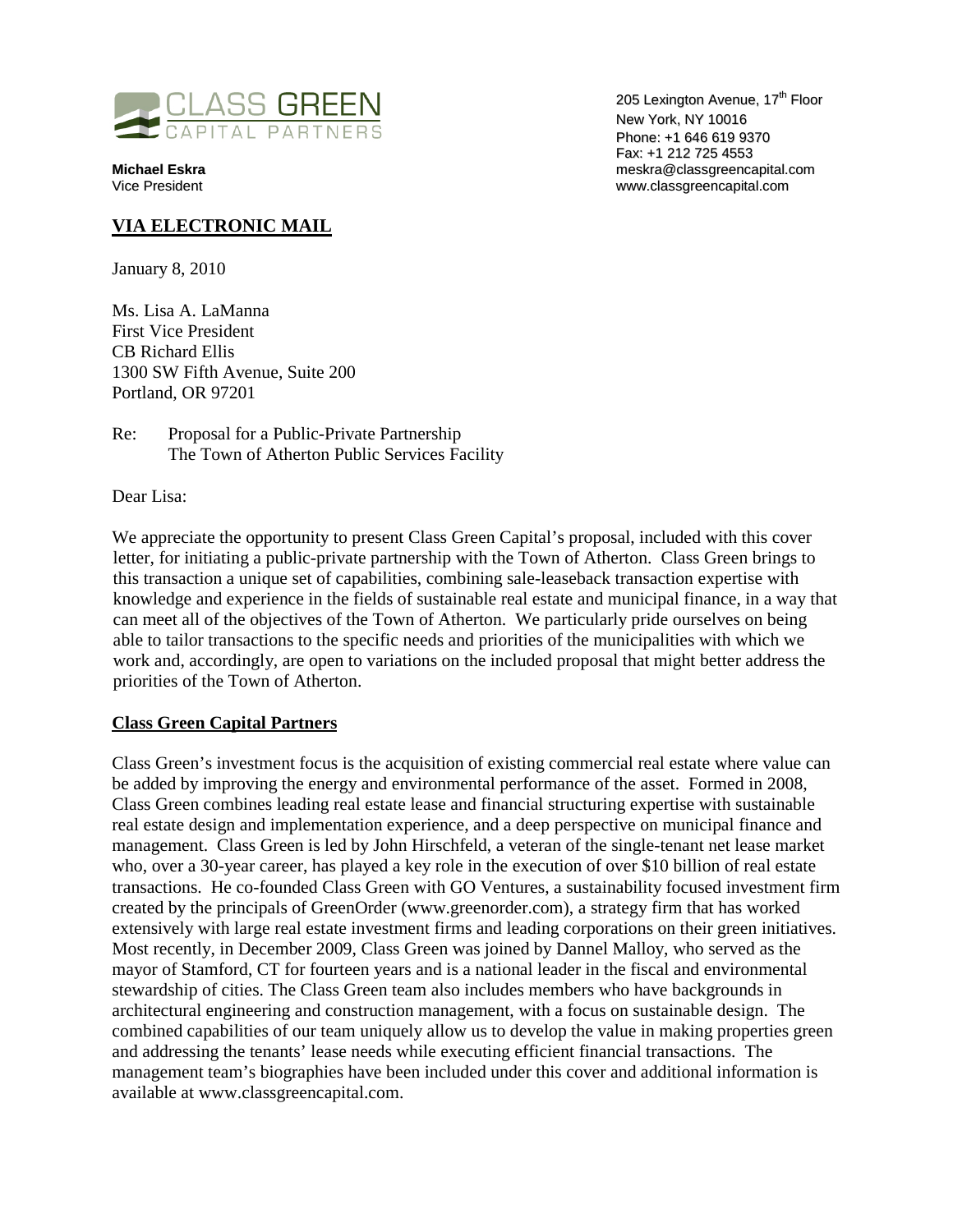CLASS GREEN
CAPITAL PARTNERS

**Michael Eskra**
Vice President

205 Lexington Avenue, 17th Floor
New York, NY 10016
Phone: +1 646 619 9370
Fax: +1 212 725 4553
meskra@classgreencapital.com
www.classgreencapital.com

**VIA ELECTRONIC MAIL**

January 8, 2010

Ms. Lisa A. LaManna
First Vice President
CB Richard Ellis
1300 SW Fifth Avenue, Suite 200
Portland, OR 97201

Re: Proposal for a Public-Private Partnership
The Town of Atherton Public Services Facility

Dear Lisa:

We appreciate the opportunity to present Class Green Capital's proposal, included with this cover letter, for initiating a public-private partnership with the Town of Atherton. Class Green brings to this transaction a unique set of capabilities, combining sale-leaseback transaction expertise with knowledge and experience in the fields of sustainable real estate and municipal finance, in a way that can meet all of the objectives of the Town of Atherton. We particularly pride ourselves on being able to tailor transactions to the specific needs and priorities of the municipalities with which we work and, accordingly, are open to variations on the included proposal that might better address the priorities of the Town of Atherton.

**Class Green Capital Partners**

Class Green's investment focus is the acquisition of existing commercial real estate where value can be added by improving the energy and environmental performance of the asset. Formed in 2008, Class Green combines leading real estate lease and financial structuring expertise with sustainable real estate design and implementation experience, and a deep perspective on municipal finance and management. Class Green is led by John Hirschfeld, a veteran of the single-tenant net lease market who, over a 30-year career, has played a key role in the execution of over $10 billion of real estate transactions. He co-founded Class Green with GO Ventures, a sustainability focused investment firm created by the principals of GreenOrder (www.greenorder.com), a strategy firm that has worked extensively with large real estate investment firms and leading corporations on their green initiatives. Most recently, in December 2009, Class Green was joined by Dannel Malloy, who served as the mayor of Stamford, CT for fourteen years and is a national leader in the fiscal and environmental stewardship of cities. The Class Green team also includes members who have backgrounds in architectural engineering and construction management, with a focus on sustainable design. The combined capabilities of our team uniquely allow us to develop the value in making properties green and addressing the tenants' lease needs while executing efficient financial transactions. The management team's biographies have been included under this cover and additional information is available at www.classgreencapital.com.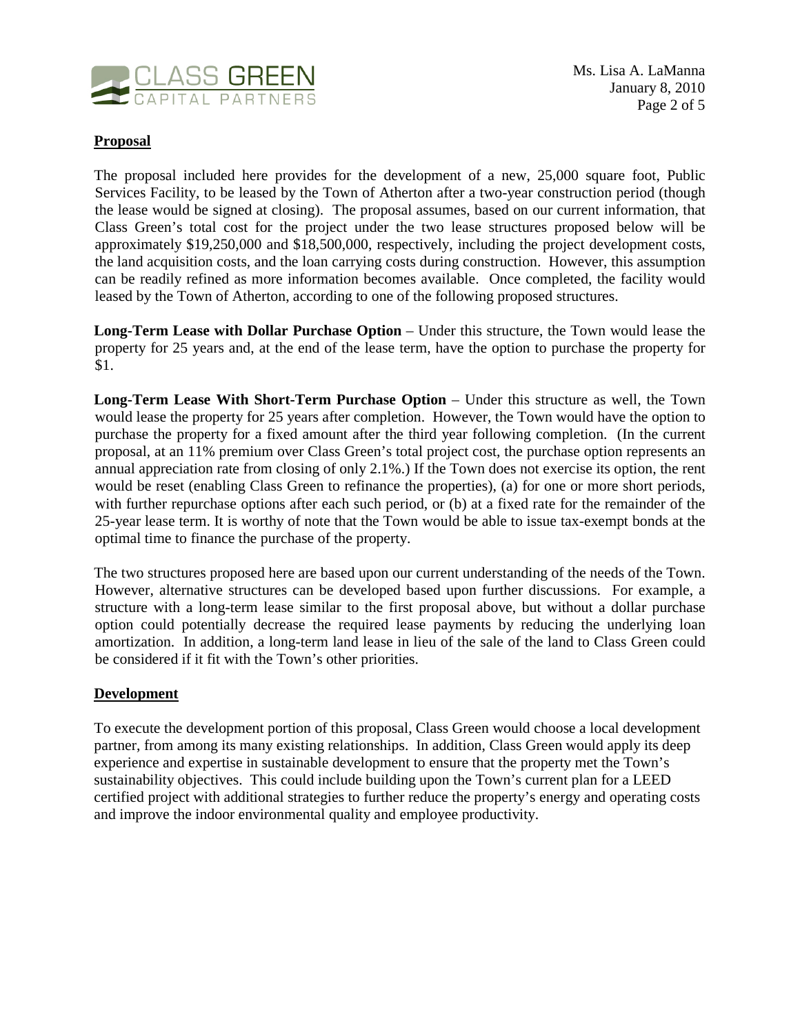**Proposal**

The proposal included here provides for the development of a new, 25,000 square foot, Public Services Facility, to be leased by the Town of Atherton after a two-year construction period (though the lease would be signed at closing). The proposal assumes, based on our current information, that Class Green's total cost for the project under the two lease structures proposed below will be approximately $19,250,000 and $18,500,000, respectively, including the project development costs, the land acquisition costs, and the loan carrying costs during construction. However, this assumption can be readily refined as more information becomes available. Once completed, the facility would leased by the Town of Atherton, according to one of the following proposed structures.

**Long-Term Lease with Dollar Purchase Option** – Under this structure, the Town would lease the property for 25 years and, at the end of the lease term, have the option to purchase the property for $1.

**Long-Term Lease With Short-Term Purchase Option** – Under this structure as well, the Town would lease the property for 25 years after completion. However, the Town would have the option to purchase the property for a fixed amount after the third year following completion. (In the current proposal, at an 11% premium over Class Green's total project cost, the purchase option represents an annual appreciation rate from closing of only 2.1%.) If the Town does not exercise its option, the rent would be reset (enabling Class Green to refinance the properties), (a) for one or more short periods, with further repurchase options after each such period, or (b) at a fixed rate for the remainder of the 25-year lease term. It is worthy of note that the Town would be able to issue tax-exempt bonds at the optimal time to finance the purchase of the property.

The two structures proposed here are based upon our current understanding of the needs of the Town. However, alternative structures can be developed based upon further discussions. For example, a structure with a long-term lease similar to the first proposal above, but without a dollar purchase option could potentially decrease the required lease payments by reducing the underlying loan amortization. In addition, a long-term land lease in lieu of the sale of the land to Class Green could be considered if it fit with the Town's other priorities.

**Development**

To execute the development portion of this proposal, Class Green would choose a local development partner, from among its many existing relationships. In addition, Class Green would apply its deep experience and expertise in sustainable development to ensure that the property met the Town's sustainability objectives. This could include building upon the Town's current plan for a LEED certified project with additional strategies to further reduce the property's energy and operating costs and improve the indoor environmental quality and employee productivity.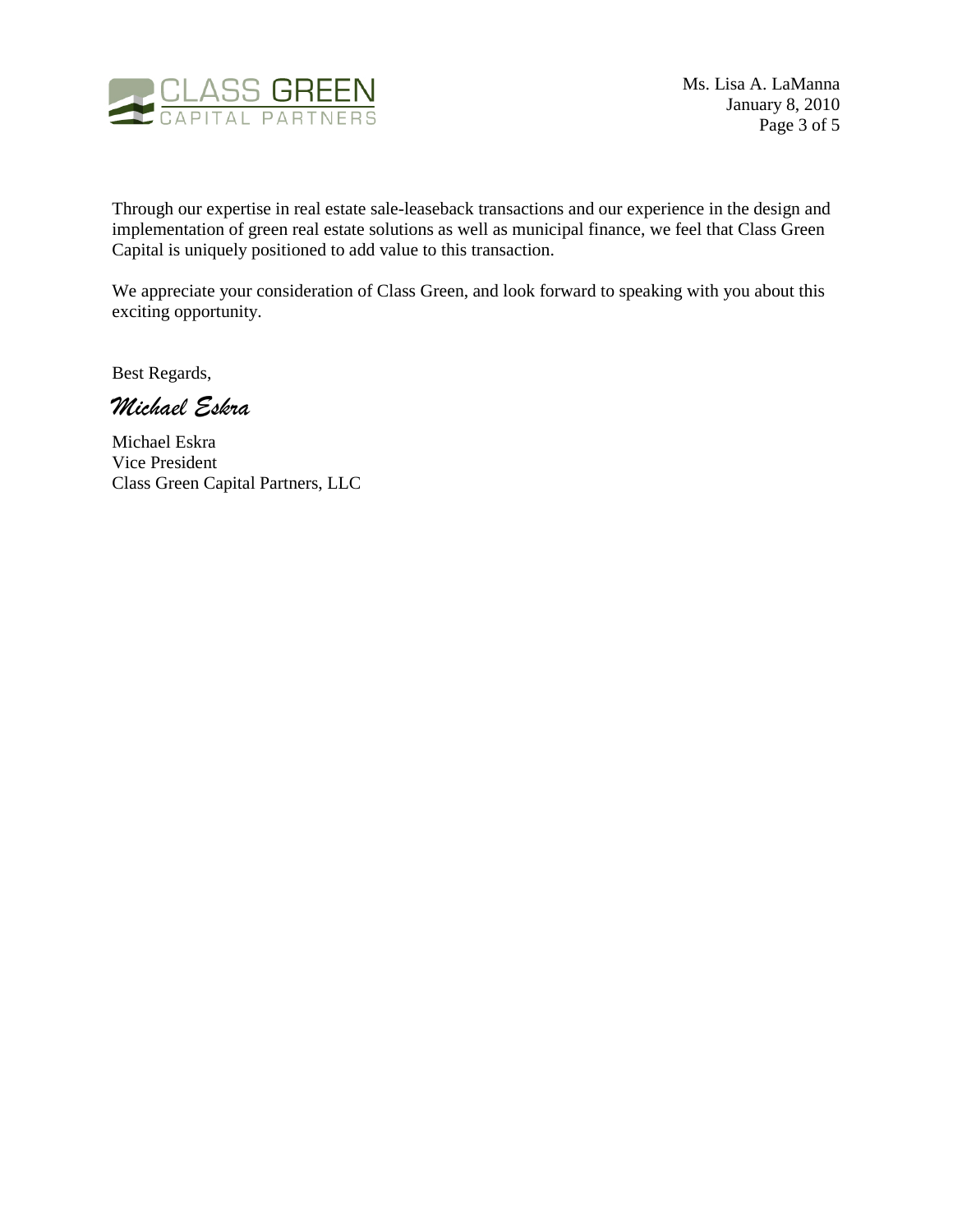Through our expertise in real estate sale-leaseback transactions and our experience in the design and implementation of green real estate solutions as well as municipal finance, we feel that Class Green Capital is uniquely positioned to add value to this transaction.

We appreciate your consideration of Class Green, and look forward to speaking with you about this exciting opportunity.

Best Regards,

*Michael Eskra*

Michael Eskra
Vice President
Class Green Capital Partners, LLC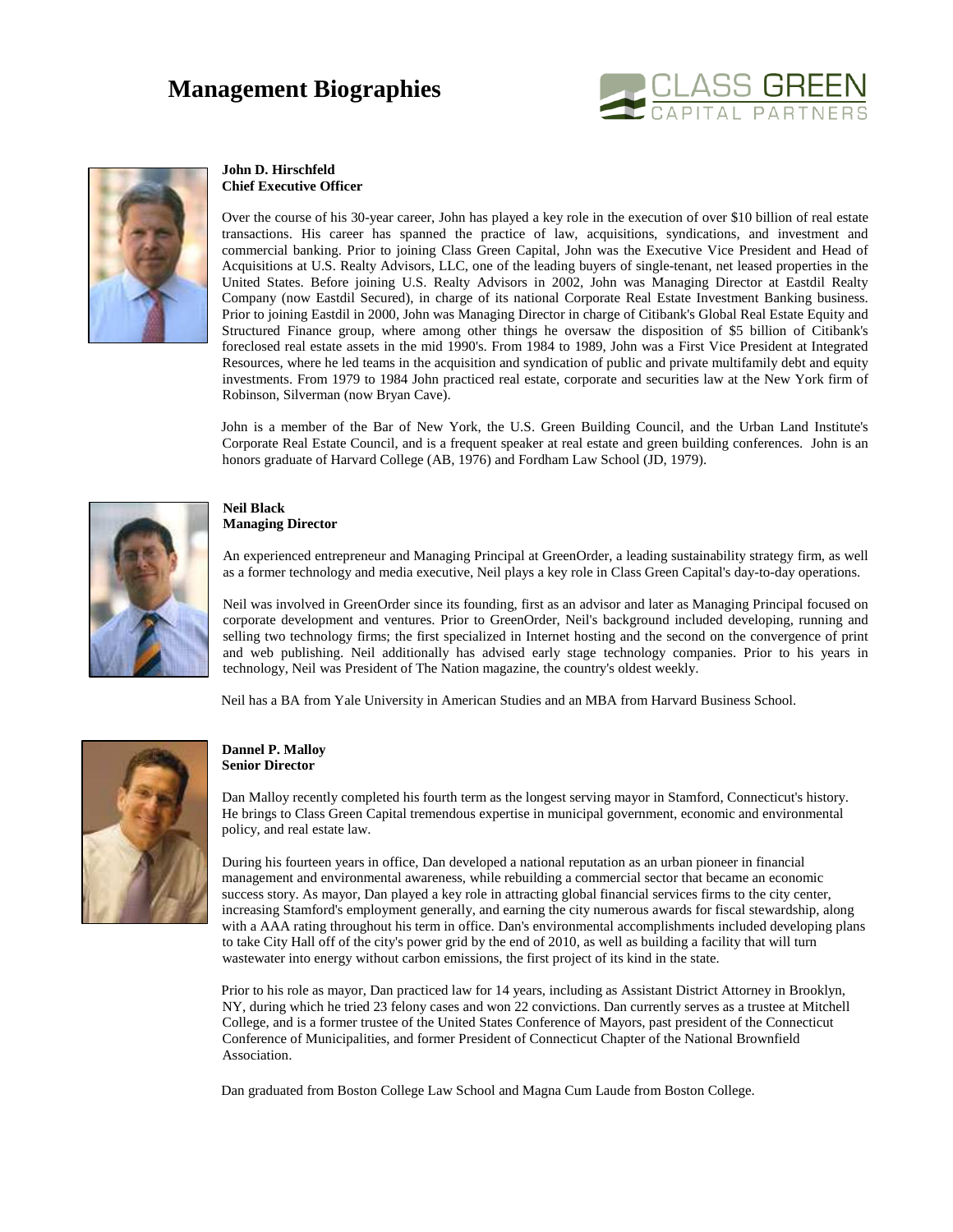# Management Biographies

**John D. Hirschfeld**
**Chief Executive Officer**

Over the course of his 30-year career, John has played a key role in the execution of over $10 billion of real estate transactions. His career has spanned the practice of law, acquisitions, syndications, and investment and commercial banking. Prior to joining Class Green Capital, John was the Executive Vice President and Head of Acquisitions at U.S. Realty Advisors, LLC, one of the leading buyers of single-tenant, net leased properties in the United States. Before joining U.S. Realty Advisors in 2002, John was Managing Director at Eastdil Realty Company (now Eastdil Secured), in charge of its national Corporate Real Estate Investment Banking business. Prior to joining Eastdil in 2000, John was Managing Director in charge of Citibank's Global Real Estate Equity and Structured Finance group, where among other things he oversaw the disposition of $5 billion of Citibank's foreclosed real estate assets in the mid 1990's. From 1984 to 1989, John was a First Vice President at Integrated Resources, where he led teams in the acquisition and syndication of public and private multifamily debt and equity investments. From 1979 to 1984 John practiced real estate, corporate and securities law at the New York firm of Robinson, Silverman (now Bryan Cave).

John is a member of the Bar of New York, the U.S. Green Building Council, and the Urban Land Institute's Corporate Real Estate Council, and is a frequent speaker at real estate and green building conferences. John is an honors graduate of Harvard College (AB, 1976) and Fordham Law School (JD, 1979).

**Neil Black**
**Managing Director**

An experienced entrepreneur and Managing Principal at GreenOrder, a leading sustainability strategy firm, as well as a former technology and media executive, Neil plays a key role in Class Green Capital's day-to-day operations.

Neil was involved in GreenOrder since its founding, first as an advisor and later as Managing Principal focused on corporate development and ventures. Prior to GreenOrder, Neil's background included developing, running and selling two technology firms; the first specialized in Internet hosting and the second on the convergence of print and web publishing. Neil additionally has advised early stage technology companies. Prior to his years in technology, Neil was President of The Nation magazine, the country's oldest weekly.

Neil has a BA from Yale University in American Studies and an MBA from Harvard Business School.

**Dannel P. Malloy**
**Senior Director**

Dan Malloy recently completed his fourth term as the longest serving mayor in Stamford, Connecticut's history. He brings to Class Green Capital tremendous expertise in municipal government, economic and environmental policy, and real estate law.

During his fourteen years in office, Dan developed a national reputation as an urban pioneer in financial management and environmental awareness, while rebuilding a commercial sector that became an economic success story. As mayor, Dan played a key role in attracting global financial services firms to the city center, increasing Stamford's employment generally, and earning the city numerous awards for fiscal stewardship, along with a AAA rating throughout his term in office. Dan's environmental accomplishments included developing plans to take City Hall off of the city's power grid by the end of 2010, as well as building a facility that will turn wastewater into energy without carbon emissions, the first project of its kind in the state.

Prior to his role as mayor, Dan practiced law for 14 years, including as Assistant District Attorney in Brooklyn, NY, during which he tried 23 felony cases and won 22 convictions. Dan currently serves as a trustee at Mitchell College, and is a former trustee of the United States Conference of Mayors, past president of the Connecticut Conference of Municipalities, and former President of Connecticut Chapter of the National Brownfield Association.

Dan graduated from Boston College Law School and Magna Cum Laude from Boston College.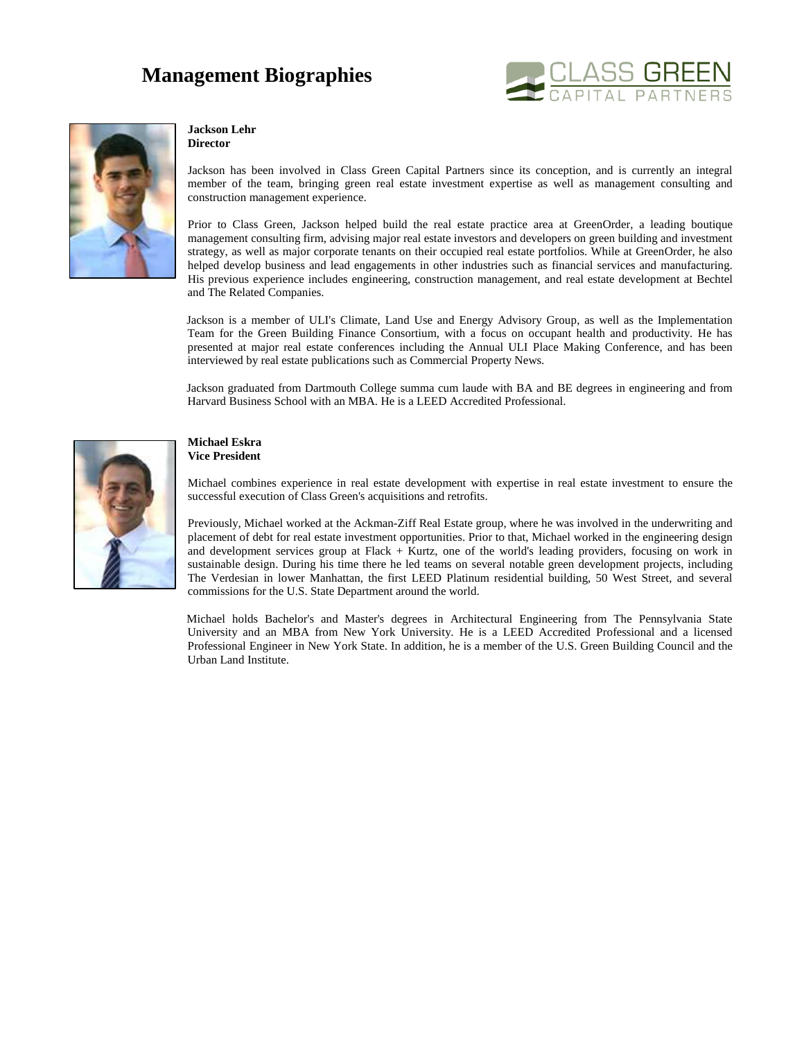# Management Biographies

**Jackson Lehr**
**Director**

Jackson has been involved in Class Green Capital Partners since its conception, and is currently an integral member of the team, bringing green real estate investment expertise as well as management consulting and construction management experience.

Prior to Class Green, Jackson helped build the real estate practice area at GreenOrder, a leading boutique management consulting firm, advising major real estate investors and developers on green building and investment strategy, as well as major corporate tenants on their occupied real estate portfolios. While at GreenOrder, he also helped develop business and lead engagements in other industries such as financial services and manufacturing. His previous experience includes engineering, construction management, and real estate development at Bechtel and The Related Companies.

Jackson is a member of ULI's Climate, Land Use and Energy Advisory Group, as well as the Implementation Team for the Green Building Finance Consortium, with a focus on occupant health and productivity. He has presented at major real estate conferences including the Annual ULI Place Making Conference, and has been interviewed by real estate publications such as Commercial Property News.

Jackson graduated from Dartmouth College summa cum laude with BA and BE degrees in engineering and from Harvard Business School with an MBA. He is a LEED Accredited Professional.

**Michael Eskra**
**Vice President**

Michael combines experience in real estate development with expertise in real estate investment to ensure the successful execution of Class Green's acquisitions and retrofits.

Previously, Michael worked at the Ackman-Ziff Real Estate group, where he was involved in the underwriting and placement of debt for real estate investment opportunities. Prior to that, Michael worked in the engineering design and development services group at Flack + Kurtz, one of the world's leading providers, focusing on work in sustainable design. During his time there he led teams on several notable green development projects, including The Verdesian in lower Manhattan, the first LEED Platinum residential building, 50 West Street, and several commissions for the U.S. State Department around the world.

Michael holds Bachelor's and Master's degrees in Architectural Engineering from The Pennsylvania State University and an MBA from New York University. He is a LEED Accredited Professional and a licensed Professional Engineer in New York State. In addition, he is a member of the U.S. Green Building Council and the Urban Land Institute.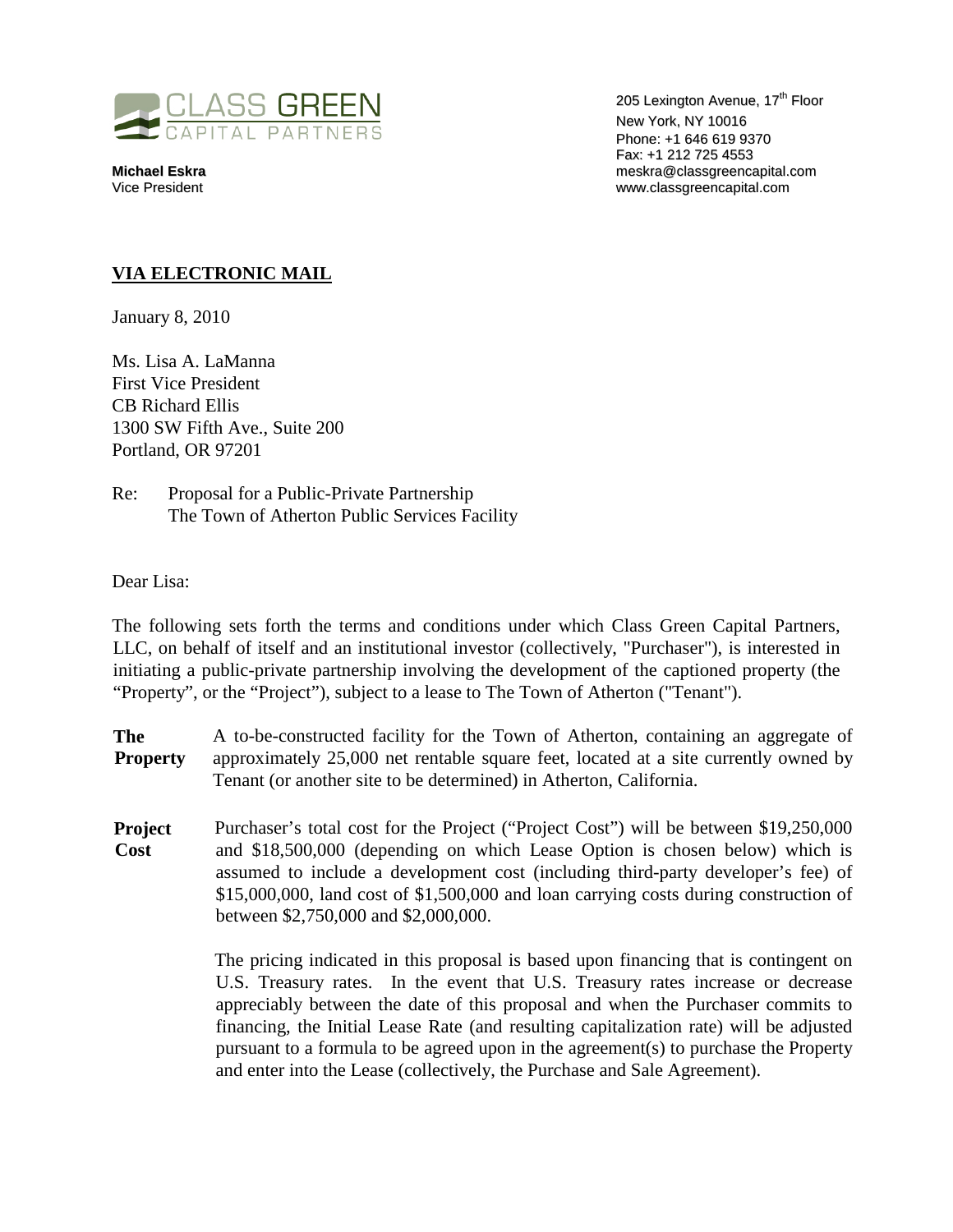CLASS GREEN
CAPITAL PARTNERS

**Michael Eskra**
Vice President

205 Lexington Avenue, 17th Floor
New York, NY 10016
Phone: +1 646 619 9370
Fax: +1 212 725 4553
meskra@classgreencapital.com
www.classgreencapital.com

**VIA ELECTRONIC MAIL**

January 8, 2010

Ms. Lisa A. LaManna
First Vice President
CB Richard Ellis
1300 SW Fifth Ave., Suite 200
Portland, OR 97201

Re: Proposal for a Public-Private Partnership
The Town of Atherton Public Services Facility

Dear Lisa:

The following sets forth the terms and conditions under which Class Green Capital Partners, LLC, on behalf of itself and an institutional investor (collectively, "Purchaser"), is interested in initiating a public-private partnership involving the development of the captioned property (the "Property", or the "Project"), subject to a lease to The Town of Atherton ("Tenant").

**The Property** A to-be-constructed facility for the Town of Atherton, containing an aggregate of approximately 25,000 net rentable square feet, located at a site currently owned by Tenant (or another site to be determined) in Atherton, California.

**Project Cost** Purchaser's total cost for the Project ("Project Cost") will be between \$19,250,000 and \$18,500,000 (depending on which Lease Option is chosen below) which is assumed to include a development cost (including third-party developer's fee) of \$15,000,000, land cost of \$1,500,000 and loan carrying costs during construction of between \$2,750,000 and \$2,000,000.

The pricing indicated in this proposal is based upon financing that is contingent on U.S. Treasury rates. In the event that U.S. Treasury rates increase or decrease appreciably between the date of this proposal and when the Purchaser commits to financing, the Initial Lease Rate (and resulting capitalization rate) will be adjusted pursuant to a formula to be agreed upon in the agreement(s) to purchase the Property and enter into the Lease (collectively, the Purchase and Sale Agreement).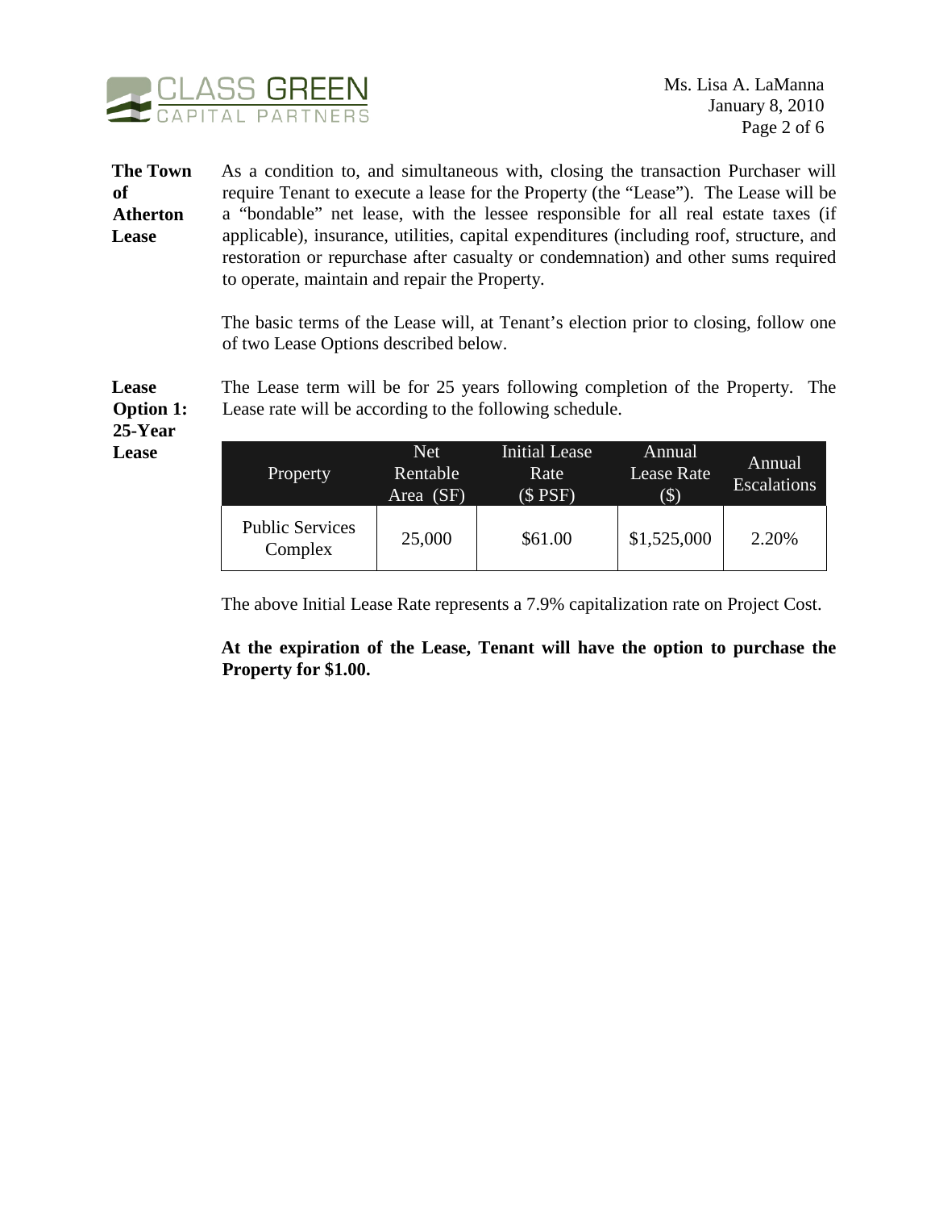**The Town of Atherton Lease**

As a condition to, and simultaneous with, closing the transaction Purchaser will require Tenant to execute a lease for the Property (the "Lease"). The Lease will be a "bondable" net lease, with the lessee responsible for all real estate taxes (if applicable), insurance, utilities, capital expenditures (including roof, structure, and restoration or repurchase after casualty or condemnation) and other sums required to operate, maintain and repair the Property.

The basic terms of the Lease will, at Tenant's election prior to closing, follow one of two Lease Options described below.

**Lease Option 1: 25-Year Lease**

The Lease term will be for 25 years following completion of the Property. The Lease rate will be according to the following schedule.

| Property | Net Rentable Area (SF) | Initial Lease Rate ($ PSF) | Annual Lease Rate ($) | Annual Escalations |
|---|---|---|---|---|
| Public Services Complex | 25,000 | $61.00 | $1,525,000 | 2.20% |

The above Initial Lease Rate represents a 7.9% capitalization rate on Project Cost.

**At the expiration of the Lease, Tenant will have the option to purchase the Property for $1.00.**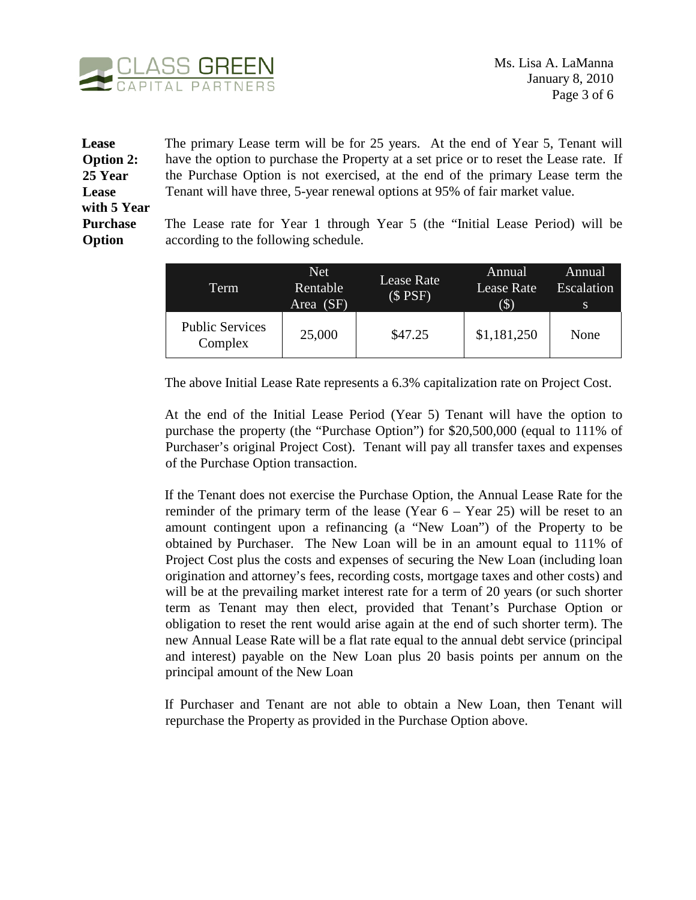**Lease Option 2: 25 Year Lease with 5 Year Purchase Option**

The primary Lease term will be for 25 years. At the end of Year 5, Tenant will have the option to purchase the Property at a set price or to reset the Lease rate. If the Purchase Option is not exercised, at the end of the primary Lease term the Tenant will have three, 5-year renewal options at 95% of fair market value.

The Lease rate for Year 1 through Year 5 (the "Initial Lease Period) will be according to the following schedule.

| Term | Net Rentable Area (SF) | Lease Rate ($ PSF) | Annual Lease Rate ($) | Annual Escalations |
|---|---|---|---|---|
| Public Services Complex | 25,000 | $47.25 | $1,181,250 | None |

The above Initial Lease Rate represents a 6.3% capitalization rate on Project Cost.

At the end of the Initial Lease Period (Year 5) Tenant will have the option to purchase the property (the "Purchase Option") for $20,500,000 (equal to 111% of Purchaser's original Project Cost). Tenant will pay all transfer taxes and expenses of the Purchase Option transaction.

If the Tenant does not exercise the Purchase Option, the Annual Lease Rate for the reminder of the primary term of the lease (Year 6 – Year 25) will be reset to an amount contingent upon a refinancing (a "New Loan") of the Property to be obtained by Purchaser. The New Loan will be in an amount equal to 111% of Project Cost plus the costs and expenses of securing the New Loan (including loan origination and attorney's fees, recording costs, mortgage taxes and other costs) and will be at the prevailing market interest rate for a term of 20 years (or such shorter term as Tenant may then elect, provided that Tenant's Purchase Option or obligation to reset the rent would arise again at the end of such shorter term). The new Annual Lease Rate will be a flat rate equal to the annual debt service (principal and interest) payable on the New Loan plus 20 basis points per annum on the principal amount of the New Loan

If Purchaser and Tenant are not able to obtain a New Loan, then Tenant will repurchase the Property as provided in the Purchase Option above.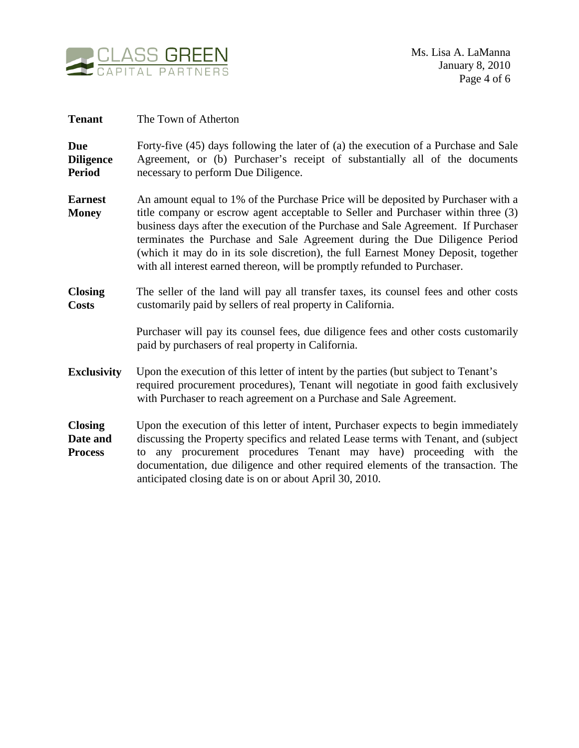**Tenant** The Town of Atherton

**Due Diligence Period** Forty-five (45) days following the later of (a) the execution of a Purchase and Sale Agreement, or (b) Purchaser's receipt of substantially all of the documents necessary to perform Due Diligence.

**Earnest Money** An amount equal to 1% of the Purchase Price will be deposited by Purchaser with a title company or escrow agent acceptable to Seller and Purchaser within three (3) business days after the execution of the Purchase and Sale Agreement. If Purchaser terminates the Purchase and Sale Agreement during the Due Diligence Period (which it may do in its sole discretion), the full Earnest Money Deposit, together with all interest earned thereon, will be promptly refunded to Purchaser.

**Closing Costs** The seller of the land will pay all transfer taxes, its counsel fees and other costs customarily paid by sellers of real property in California.

Purchaser will pay its counsel fees, due diligence fees and other costs customarily paid by purchasers of real property in California.

**Exclusivity** Upon the execution of this letter of intent by the parties (but subject to Tenant's required procurement procedures), Tenant will negotiate in good faith exclusively with Purchaser to reach agreement on a Purchase and Sale Agreement.

**Closing Date and Process** Upon the execution of this letter of intent, Purchaser expects to begin immediately discussing the Property specifics and related Lease terms with Tenant, and (subject to any procurement procedures Tenant may have) proceeding with the documentation, due diligence and other required elements of the transaction. The anticipated closing date is on or about April 30, 2010.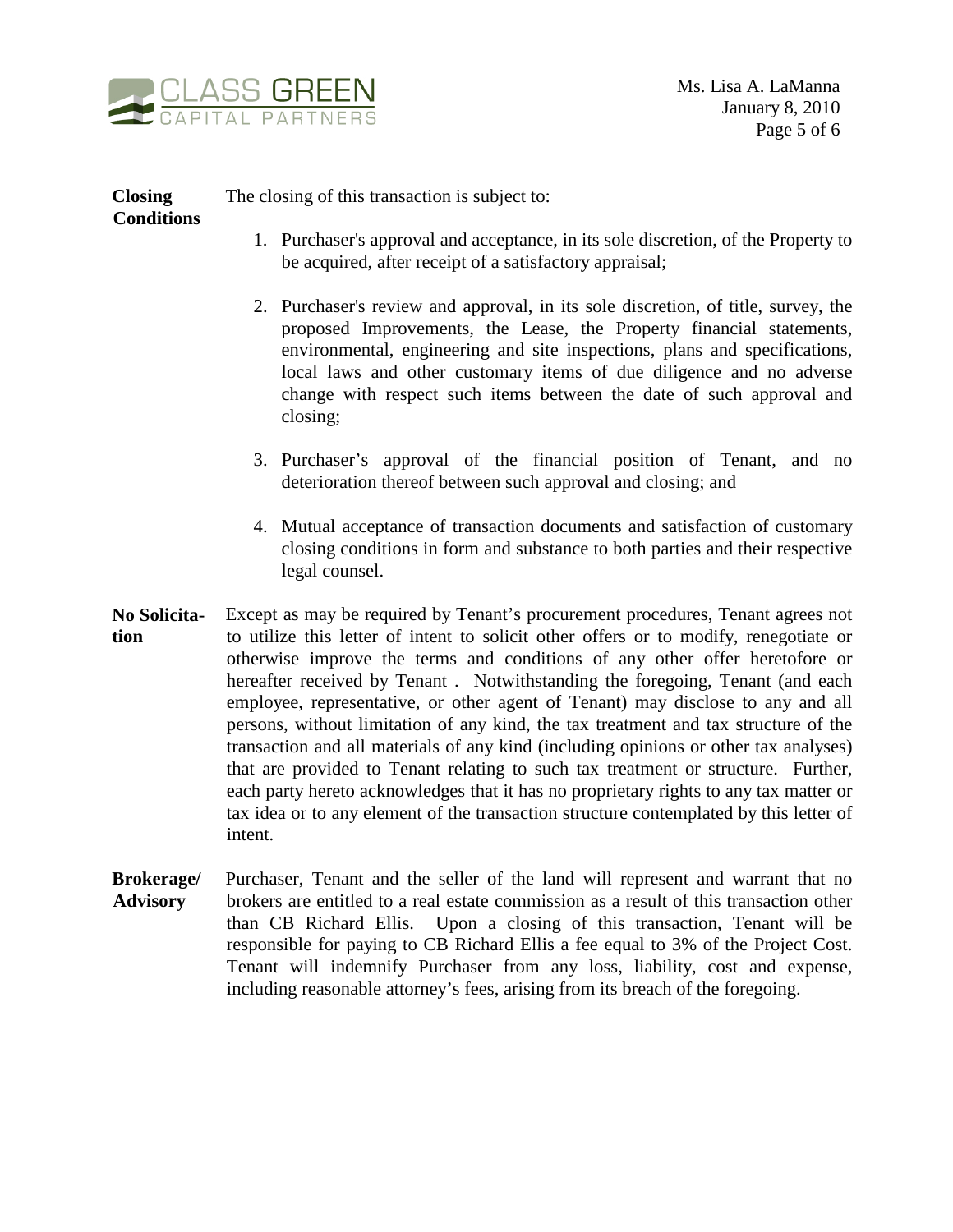**Closing Conditions**

The closing of this transaction is subject to:

1. Purchaser's approval and acceptance, in its sole discretion, of the Property to be acquired, after receipt of a satisfactory appraisal;

2. Purchaser's review and approval, in its sole discretion, of title, survey, the proposed Improvements, the Lease, the Property financial statements, environmental, engineering and site inspections, plans and specifications, local laws and other customary items of due diligence and no adverse change with respect such items between the date of such approval and closing;

3. Purchaser's approval of the financial position of Tenant, and no deterioration thereof between such approval and closing; and

4. Mutual acceptance of transaction documents and satisfaction of customary closing conditions in form and substance to both parties and their respective legal counsel.

**No Solicitation**

Except as may be required by Tenant's procurement procedures, Tenant agrees not to utilize this letter of intent to solicit other offers or to modify, renegotiate or otherwise improve the terms and conditions of any other offer heretofore or hereafter received by Tenant . Notwithstanding the foregoing, Tenant (and each employee, representative, or other agent of Tenant) may disclose to any and all persons, without limitation of any kind, the tax treatment and tax structure of the transaction and all materials of any kind (including opinions or other tax analyses) that are provided to Tenant relating to such tax treatment or structure. Further, each party hereto acknowledges that it has no proprietary rights to any tax matter or tax idea or to any element of the transaction structure contemplated by this letter of intent.

**Brokerage/ Advisory**

Purchaser, Tenant and the seller of the land will represent and warrant that no brokers are entitled to a real estate commission as a result of this transaction other than CB Richard Ellis. Upon a closing of this transaction, Tenant will be responsible for paying to CB Richard Ellis a fee equal to 3% of the Project Cost. Tenant will indemnify Purchaser from any loss, liability, cost and expense, including reasonable attorney's fees, arising from its breach of the foregoing.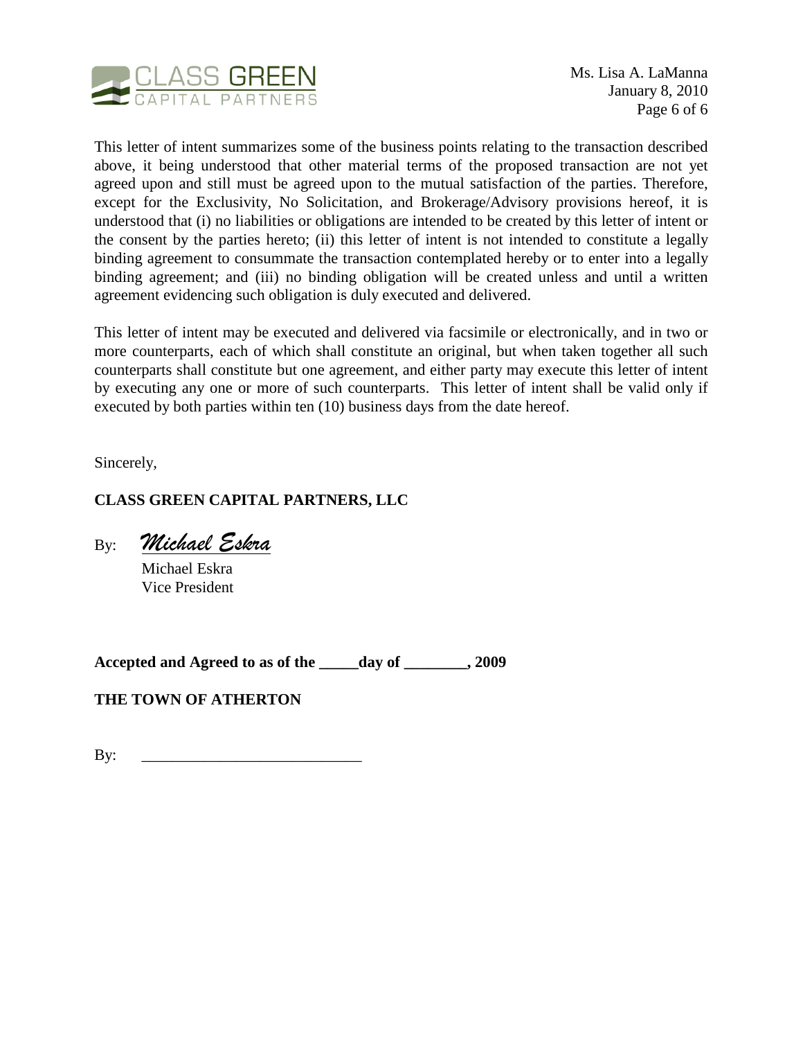This letter of intent summarizes some of the business points relating to the transaction described above, it being understood that other material terms of the proposed transaction are not yet agreed upon and still must be agreed upon to the mutual satisfaction of the parties. Therefore, except for the Exclusivity, No Solicitation, and Brokerage/Advisory provisions hereof, it is understood that (i) no liabilities or obligations are intended to be created by this letter of intent or the consent by the parties hereto; (ii) this letter of intent is not intended to constitute a legally binding agreement to consummate the transaction contemplated hereby or to enter into a legally binding agreement; and (iii) no binding obligation will be created unless and until a written agreement evidencing such obligation is duly executed and delivered.

This letter of intent may be executed and delivered via facsimile or electronically, and in two or more counterparts, each of which shall constitute an original, but when taken together all such counterparts shall constitute but one agreement, and either party may execute this letter of intent by executing any one or more of such counterparts. This letter of intent shall be valid only if executed by both parties within ten (10) business days from the date hereof.

Sincerely,

**CLASS GREEN CAPITAL PARTNERS, LLC**

By: *Michael Eskra*

Michael Eskra
Vice President

**Accepted and Agreed to as of the _____day of ________, 2009**

**THE TOWN OF ATHERTON**

By: ____________________________